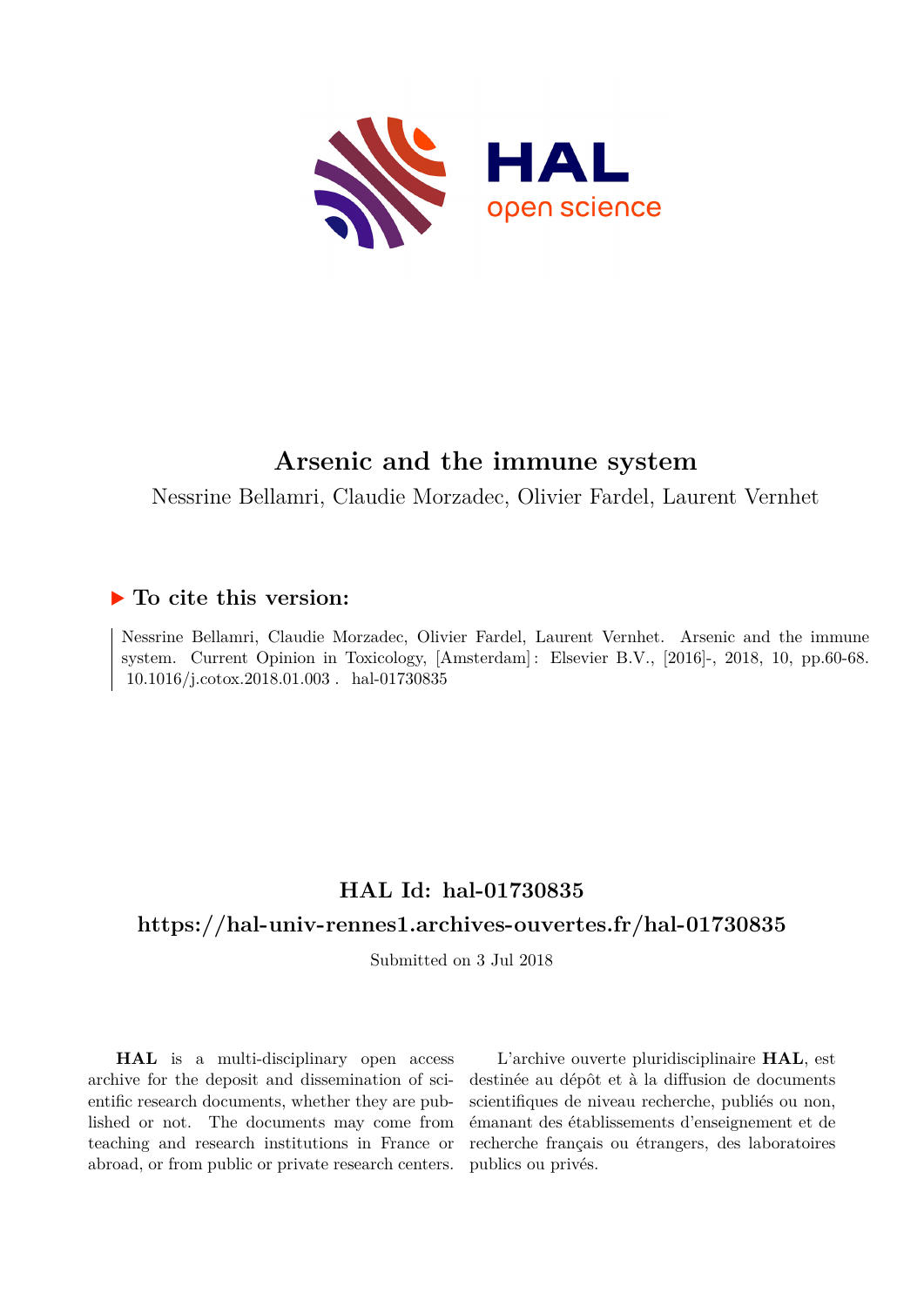# Arsenic and the immune system

Nessrine Bellamri, Claudie Morzadec, Olivier Fardel, Laurent Vernhet

## ▶ To cite this version:

Nessrine Bellamri, Claudie Morzadec, Olivier Fardel, Laurent Vernhet. Arsenic and the immune system. Current Opinion in Toxicology, [Amsterdam] : Elsevier B.V., [2016]-, 2018, 10, pp.60-68. 10.1016/j.cotox.2018.01.003 . hal-01730835

## HAL Id: hal-01730835

## https://hal-univ-rennes1.archives-ouvertes.fr/hal-01730835

Submitted on 3 Jul 2018

**HAL** is a multi-disciplinary open access archive for the deposit and dissemination of scientific research documents, whether they are published or not. The documents may come from teaching and research institutions in France or abroad, or from public or private research centers.

L'archive ouverte pluridisciplinaire **HAL**, est destinée au dépôt et à la diffusion de documents scientifiques de niveau recherche, publiés ou non, émanant des établissements d'enseignement et de recherche français ou étrangers, des laboratoires publics ou privés.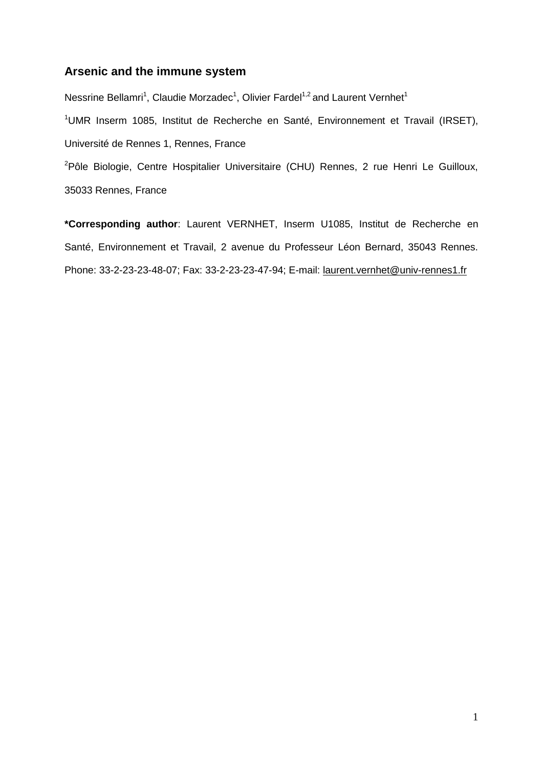# Arsenic and the immune system

Nessrine Bellamri[1], Claudie Morzadec[1], Olivier Fardel[1,2] and Laurent Vernhet[1]

[1]UMR Inserm 1085, Institut de Recherche en Santé, Environnement et Travail (IRSET), Université de Rennes 1, Rennes, France

[2]Pôle Biologie, Centre Hospitalier Universitaire (CHU) Rennes, 2 rue Henri Le Guilloux, 35033 Rennes, France

**\*Corresponding author**: Laurent VERNHET, Inserm U1085, Institut de Recherche en Santé, Environnement et Travail, 2 avenue du Professeur Léon Bernard, 35043 Rennes. Phone: 33-2-23-23-48-07; Fax: 33-2-23-23-47-94; E-mail: laurent.vernhet@univ-rennes1.fr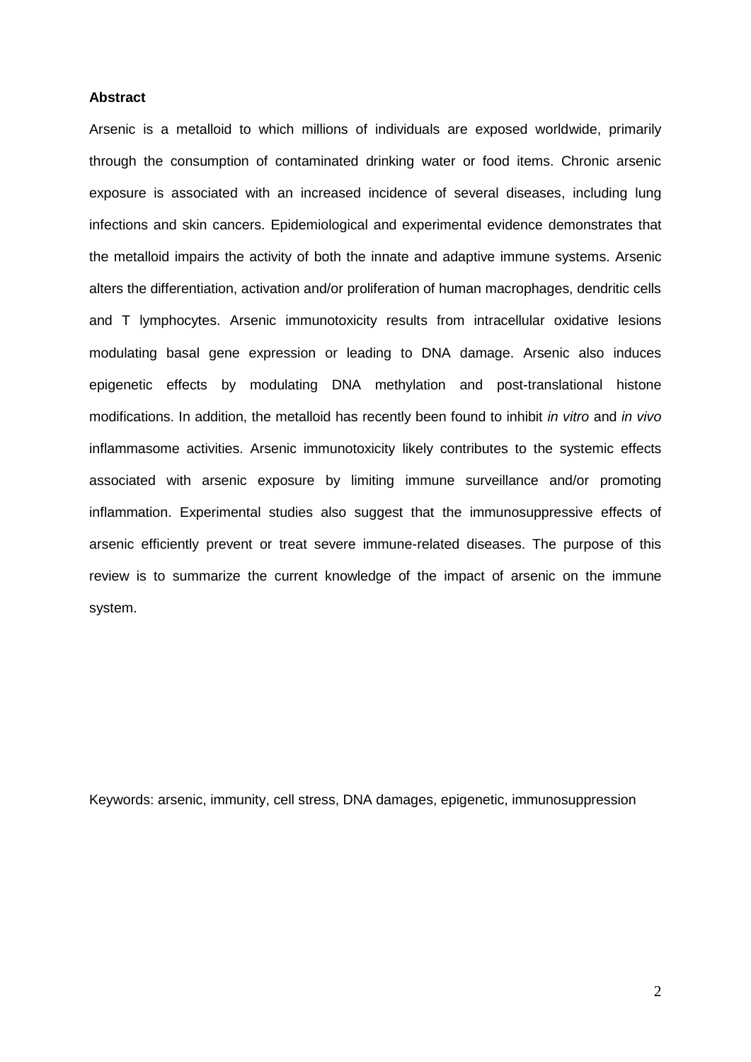**Abstract**

Arsenic is a metalloid to which millions of individuals are exposed worldwide, primarily through the consumption of contaminated drinking water or food items. Chronic arsenic exposure is associated with an increased incidence of several diseases, including lung infections and skin cancers. Epidemiological and experimental evidence demonstrates that the metalloid impairs the activity of both the innate and adaptive immune systems. Arsenic alters the differentiation, activation and/or proliferation of human macrophages, dendritic cells and T lymphocytes. Arsenic immunotoxicity results from intracellular oxidative lesions modulating basal gene expression or leading to DNA damage. Arsenic also induces epigenetic effects by modulating DNA methylation and post-translational histone modifications. In addition, the metalloid has recently been found to inhibit *in vitro* and *in vivo* inflammasome activities. Arsenic immunotoxicity likely contributes to the systemic effects associated with arsenic exposure by limiting immune surveillance and/or promoting inflammation. Experimental studies also suggest that the immunosuppressive effects of arsenic efficiently prevent or treat severe immune-related diseases. The purpose of this review is to summarize the current knowledge of the impact of arsenic on the immune system.

Keywords: arsenic, immunity, cell stress, DNA damages, epigenetic, immunosuppression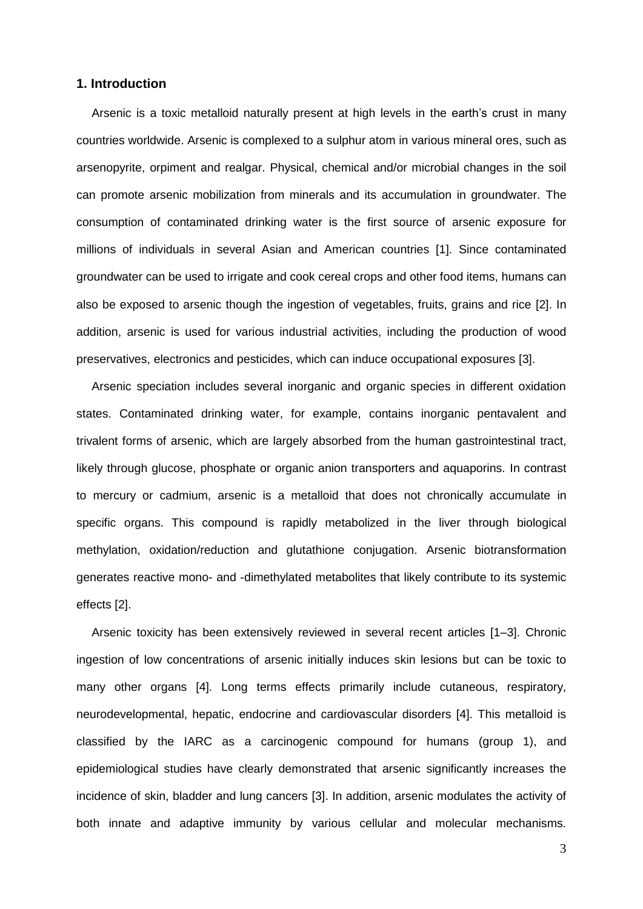## 1. Introduction

Arsenic is a toxic metalloid naturally present at high levels in the earth's crust in many countries worldwide. Arsenic is complexed to a sulphur atom in various mineral ores, such as arsenopyrite, orpiment and realgar. Physical, chemical and/or microbial changes in the soil can promote arsenic mobilization from minerals and its accumulation in groundwater. The consumption of contaminated drinking water is the first source of arsenic exposure for millions of individuals in several Asian and American countries [1]. Since contaminated groundwater can be used to irrigate and cook cereal crops and other food items, humans can also be exposed to arsenic though the ingestion of vegetables, fruits, grains and rice [2]. In addition, arsenic is used for various industrial activities, including the production of wood preservatives, electronics and pesticides, which can induce occupational exposures [3].

Arsenic speciation includes several inorganic and organic species in different oxidation states. Contaminated drinking water, for example, contains inorganic pentavalent and trivalent forms of arsenic, which are largely absorbed from the human gastrointestinal tract, likely through glucose, phosphate or organic anion transporters and aquaporins. In contrast to mercury or cadmium, arsenic is a metalloid that does not chronically accumulate in specific organs. This compound is rapidly metabolized in the liver through biological methylation, oxidation/reduction and glutathione conjugation. Arsenic biotransformation generates reactive mono- and -dimethylated metabolites that likely contribute to its systemic effects [2].

Arsenic toxicity has been extensively reviewed in several recent articles [1–3]. Chronic ingestion of low concentrations of arsenic initially induces skin lesions but can be toxic to many other organs [4]. Long terms effects primarily include cutaneous, respiratory, neurodevelopmental, hepatic, endocrine and cardiovascular disorders [4]. This metalloid is classified by the IARC as a carcinogenic compound for humans (group 1), and epidemiological studies have clearly demonstrated that arsenic significantly increases the incidence of skin, bladder and lung cancers [3]. In addition, arsenic modulates the activity of both innate and adaptive immunity by various cellular and molecular mechanisms.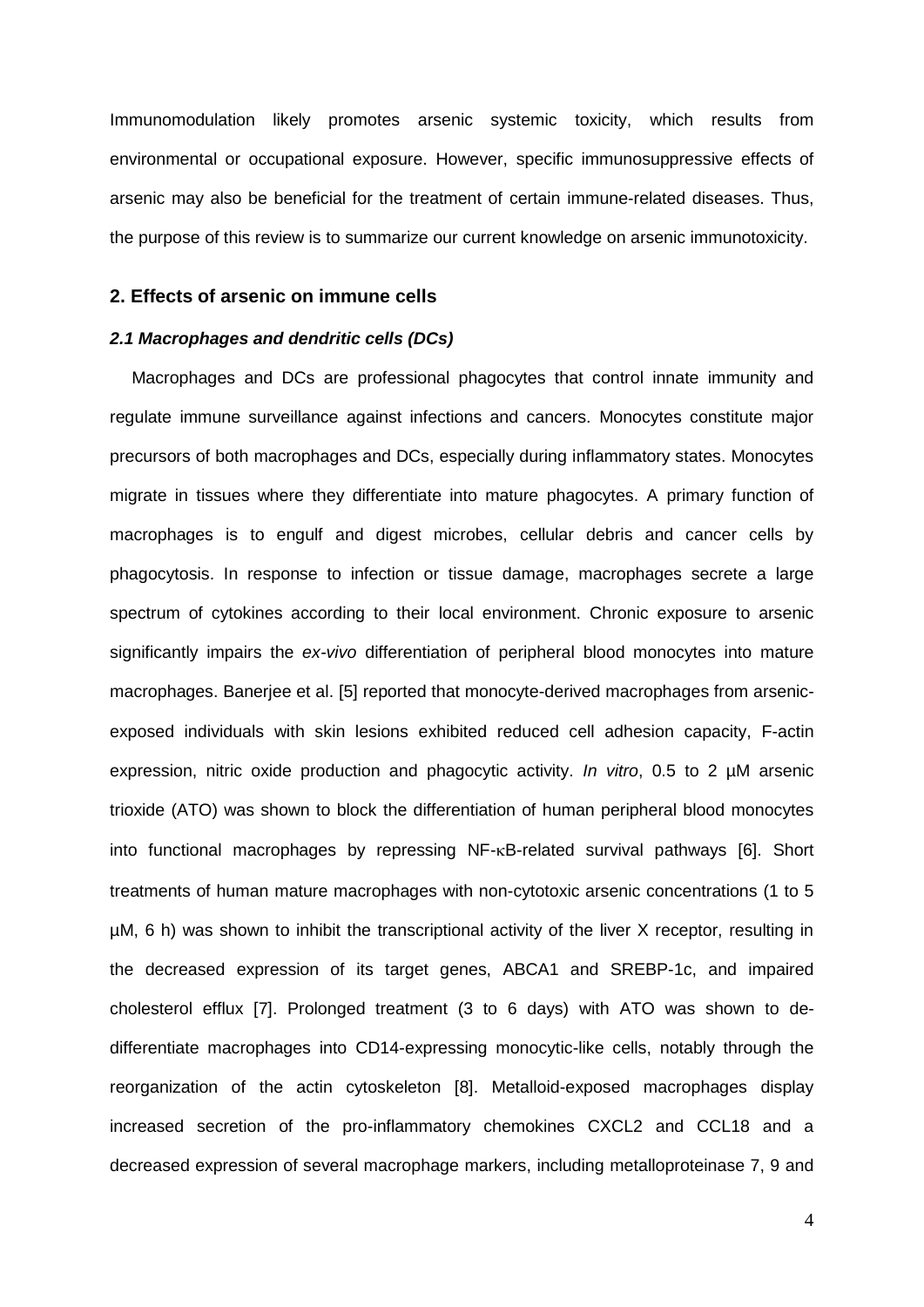Immunomodulation likely promotes arsenic systemic toxicity, which results from environmental or occupational exposure. However, specific immunosuppressive effects of arsenic may also be beneficial for the treatment of certain immune-related diseases. Thus, the purpose of this review is to summarize our current knowledge on arsenic immunotoxicity.

## 2. Effects of arsenic on immune cells

### *2.1 Macrophages and dendritic cells (DCs)*

Macrophages and DCs are professional phagocytes that control innate immunity and regulate immune surveillance against infections and cancers. Monocytes constitute major precursors of both macrophages and DCs, especially during inflammatory states. Monocytes migrate in tissues where they differentiate into mature phagocytes. A primary function of macrophages is to engulf and digest microbes, cellular debris and cancer cells by phagocytosis. In response to infection or tissue damage, macrophages secrete a large spectrum of cytokines according to their local environment. Chronic exposure to arsenic significantly impairs the *ex-vivo* differentiation of peripheral blood monocytes into mature macrophages. Banerjee et al. [5] reported that monocyte-derived macrophages from arsenic-exposed individuals with skin lesions exhibited reduced cell adhesion capacity, F-actin expression, nitric oxide production and phagocytic activity. *In vitro*, 0.5 to 2 µM arsenic trioxide (ATO) was shown to block the differentiation of human peripheral blood monocytes into functional macrophages by repressing NF-κB-related survival pathways [6]. Short treatments of human mature macrophages with non-cytotoxic arsenic concentrations (1 to 5 µM, 6 h) was shown to inhibit the transcriptional activity of the liver X receptor, resulting in the decreased expression of its target genes, ABCA1 and SREBP-1c, and impaired cholesterol efflux [7]. Prolonged treatment (3 to 6 days) with ATO was shown to de-differentiate macrophages into CD14-expressing monocytic-like cells, notably through the reorganization of the actin cytoskeleton [8]. Metalloid-exposed macrophages display increased secretion of the pro-inflammatory chemokines CXCL2 and CCL18 and a decreased expression of several macrophage markers, including metalloproteinase 7, 9 and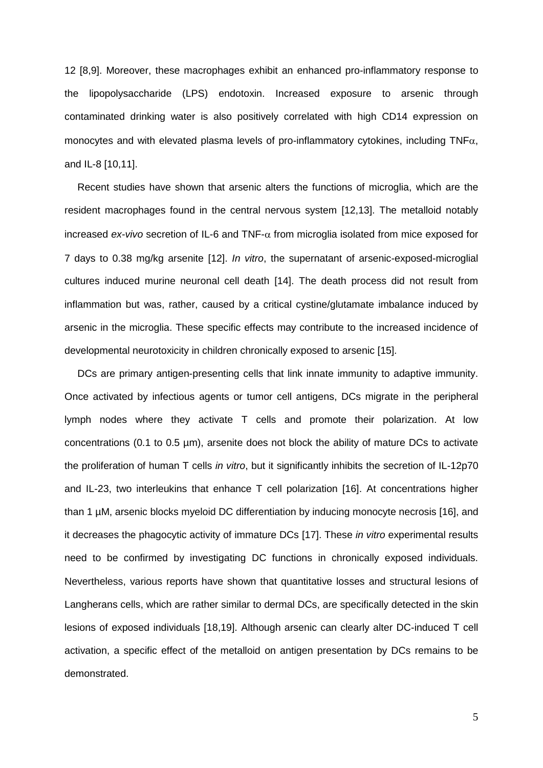12 [8,9]. Moreover, these macrophages exhibit an enhanced pro-inflammatory response to the lipopolysaccharide (LPS) endotoxin. Increased exposure to arsenic through contaminated drinking water is also positively correlated with high CD14 expression on monocytes and with elevated plasma levels of pro-inflammatory cytokines, including TNF$\alpha$, and IL-8 [10,11].

Recent studies have shown that arsenic alters the functions of microglia, which are the resident macrophages found in the central nervous system [12,13]. The metalloid notably increased *ex-vivo* secretion of IL-6 and TNF-$\alpha$ from microglia isolated from mice exposed for 7 days to 0.38 mg/kg arsenite [12]. *In vitro*, the supernatant of arsenic-exposed-microglial cultures induced murine neuronal cell death [14]. The death process did not result from inflammation but was, rather, caused by a critical cystine/glutamate imbalance induced by arsenic in the microglia. These specific effects may contribute to the increased incidence of developmental neurotoxicity in children chronically exposed to arsenic [15].

DCs are primary antigen-presenting cells that link innate immunity to adaptive immunity. Once activated by infectious agents or tumor cell antigens, DCs migrate in the peripheral lymph nodes where they activate T cells and promote their polarization. At low concentrations (0.1 to 0.5 µm), arsenite does not block the ability of mature DCs to activate the proliferation of human T cells *in vitro*, but it significantly inhibits the secretion of IL-12p70 and IL-23, two interleukins that enhance T cell polarization [16]. At concentrations higher than 1 µM, arsenic blocks myeloid DC differentiation by inducing monocyte necrosis [16], and it decreases the phagocytic activity of immature DCs [17]. These *in vitro* experimental results need to be confirmed by investigating DC functions in chronically exposed individuals. Nevertheless, various reports have shown that quantitative losses and structural lesions of Langherans cells, which are rather similar to dermal DCs, are specifically detected in the skin lesions of exposed individuals [18,19]. Although arsenic can clearly alter DC-induced T cell activation, a specific effect of the metalloid on antigen presentation by DCs remains to be demonstrated.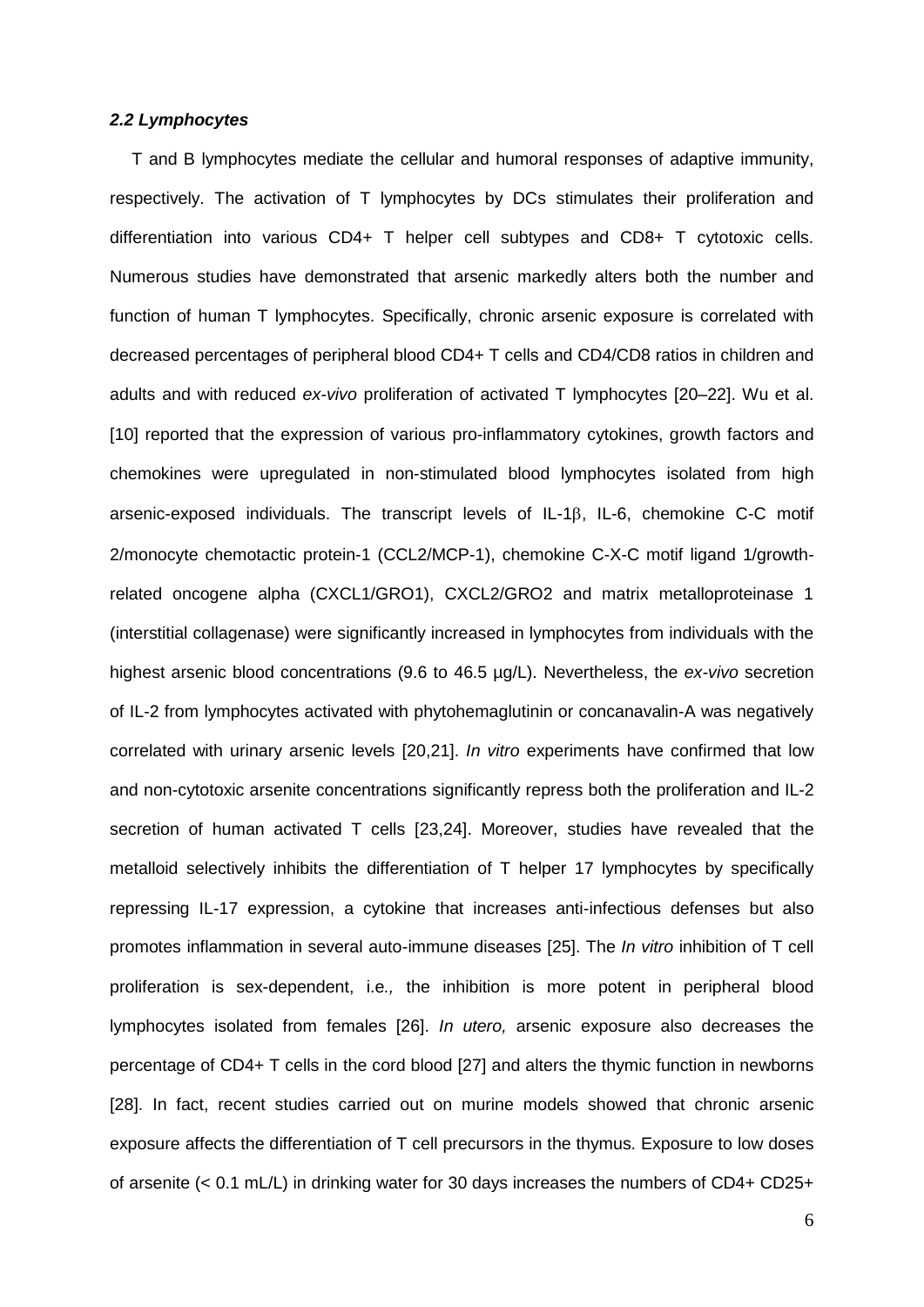### *2.2 Lymphocytes*

T and B lymphocytes mediate the cellular and humoral responses of adaptive immunity, respectively. The activation of T lymphocytes by DCs stimulates their proliferation and differentiation into various CD4+ T helper cell subtypes and CD8+ T cytotoxic cells. Numerous studies have demonstrated that arsenic markedly alters both the number and function of human T lymphocytes. Specifically, chronic arsenic exposure is correlated with decreased percentages of peripheral blood CD4+ T cells and CD4/CD8 ratios in children and adults and with reduced *ex-vivo* proliferation of activated T lymphocytes [20–22]. Wu et al. [10] reported that the expression of various pro-inflammatory cytokines, growth factors and chemokines were upregulated in non-stimulated blood lymphocytes isolated from high arsenic-exposed individuals. The transcript levels of IL-1β, IL-6, chemokine C-C motif 2/monocyte chemotactic protein-1 (CCL2/MCP-1), chemokine C-X-C motif ligand 1/growth-related oncogene alpha (CXCL1/GRO1), CXCL2/GRO2 and matrix metalloproteinase 1 (interstitial collagenase) were significantly increased in lymphocytes from individuals with the highest arsenic blood concentrations (9.6 to 46.5 µg/L). Nevertheless, the *ex-vivo* secretion of IL-2 from lymphocytes activated with phytohemaglutinin or concanavalin-A was negatively correlated with urinary arsenic levels [20,21]. *In vitro* experiments have confirmed that low and non-cytotoxic arsenite concentrations significantly repress both the proliferation and IL-2 secretion of human activated T cells [23,24]. Moreover, studies have revealed that the metalloid selectively inhibits the differentiation of T helper 17 lymphocytes by specifically repressing IL-17 expression, a cytokine that increases anti-infectious defenses but also promotes inflammation in several auto-immune diseases [25]. The *In vitro* inhibition of T cell proliferation is sex-dependent, i.e*.,* the inhibition is more potent in peripheral blood lymphocytes isolated from females [26]. *In utero,* arsenic exposure also decreases the percentage of CD4+ T cells in the cord blood [27] and alters the thymic function in newborns [28]. In fact, recent studies carried out on murine models showed that chronic arsenic exposure affects the differentiation of T cell precursors in the thymus. Exposure to low doses of arsenite (< 0.1 mL/L) in drinking water for 30 days increases the numbers of CD4+ CD25+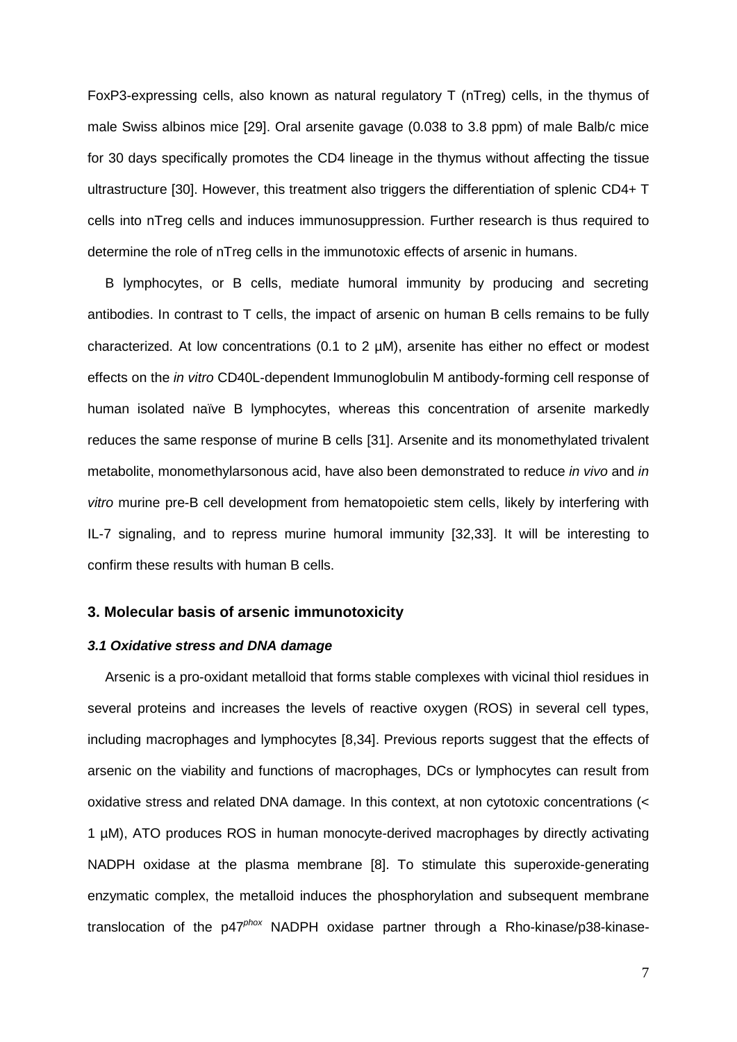FoxP3-expressing cells, also known as natural regulatory T (nTreg) cells, in the thymus of male Swiss albinos mice [29]. Oral arsenite gavage (0.038 to 3.8 ppm) of male Balb/c mice for 30 days specifically promotes the CD4 lineage in the thymus without affecting the tissue ultrastructure [30]. However, this treatment also triggers the differentiation of splenic CD4+ T cells into nTreg cells and induces immunosuppression. Further research is thus required to determine the role of nTreg cells in the immunotoxic effects of arsenic in humans.

B lymphocytes, or B cells, mediate humoral immunity by producing and secreting antibodies. In contrast to T cells, the impact of arsenic on human B cells remains to be fully characterized. At low concentrations (0.1 to 2 µM), arsenite has either no effect or modest effects on the *in vitro* CD40L-dependent Immunoglobulin M antibody-forming cell response of human isolated naïve B lymphocytes, whereas this concentration of arsenite markedly reduces the same response of murine B cells [31]. Arsenite and its monomethylated trivalent metabolite, monomethylarsonous acid, have also been demonstrated to reduce *in vivo* and *in vitro* murine pre-B cell development from hematopoietic stem cells, likely by interfering with IL-7 signaling, and to repress murine humoral immunity [32,33]. It will be interesting to confirm these results with human B cells.

## 3. Molecular basis of arsenic immunotoxicity

### *3.1 Oxidative stress and DNA damage*

Arsenic is a pro-oxidant metalloid that forms stable complexes with vicinal thiol residues in several proteins and increases the levels of reactive oxygen (ROS) in several cell types, including macrophages and lymphocytes [8,34]. Previous reports suggest that the effects of arsenic on the viability and functions of macrophages, DCs or lymphocytes can result from oxidative stress and related DNA damage. In this context, at non cytotoxic concentrations (< 1 µM), ATO produces ROS in human monocyte-derived macrophages by directly activating NADPH oxidase at the plasma membrane [8]. To stimulate this superoxide-generating enzymatic complex, the metalloid induces the phosphorylation and subsequent membrane translocation of the $p47^{phox}$ NADPH oxidase partner through a Rho-kinase/p38-kinase-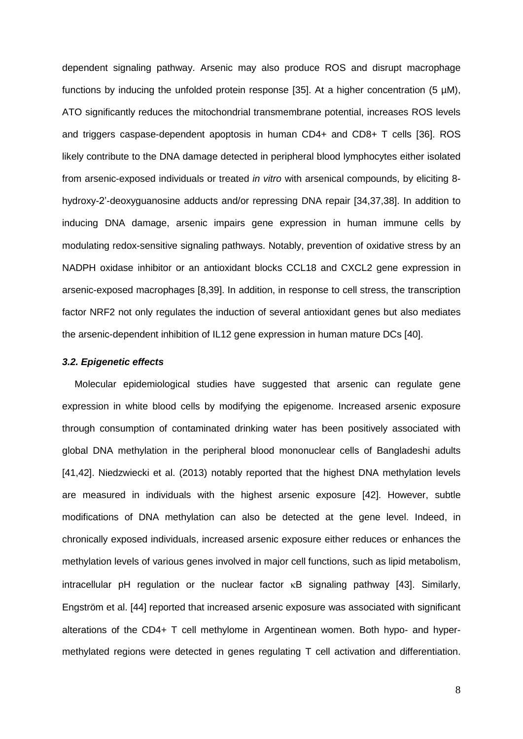dependent signaling pathway. Arsenic may also produce ROS and disrupt macrophage functions by inducing the unfolded protein response [35]. At a higher concentration (5 µM), ATO significantly reduces the mitochondrial transmembrane potential, increases ROS levels and triggers caspase-dependent apoptosis in human CD4+ and CD8+ T cells [36]. ROS likely contribute to the DNA damage detected in peripheral blood lymphocytes either isolated from arsenic-exposed individuals or treated *in vitro* with arsenical compounds, by eliciting 8-hydroxy-2'-deoxyguanosine adducts and/or repressing DNA repair [34,37,38]. In addition to inducing DNA damage, arsenic impairs gene expression in human immune cells by modulating redox-sensitive signaling pathways. Notably, prevention of oxidative stress by an NADPH oxidase inhibitor or an antioxidant blocks CCL18 and CXCL2 gene expression in arsenic-exposed macrophages [8,39]. In addition, in response to cell stress, the transcription factor NRF2 not only regulates the induction of several antioxidant genes but also mediates the arsenic-dependent inhibition of IL12 gene expression in human mature DCs [40].

### *3.2. Epigenetic effects*

Molecular epidemiological studies have suggested that arsenic can regulate gene expression in white blood cells by modifying the epigenome. Increased arsenic exposure through consumption of contaminated drinking water has been positively associated with global DNA methylation in the peripheral blood mononuclear cells of Bangladeshi adults [41,42]. Niedzwiecki et al. (2013) notably reported that the highest DNA methylation levels are measured in individuals with the highest arsenic exposure [42]. However, subtle modifications of DNA methylation can also be detected at the gene level. Indeed, in chronically exposed individuals, increased arsenic exposure either reduces or enhances the methylation levels of various genes involved in major cell functions, such as lipid metabolism, intracellular pH regulation or the nuclear factor κB signaling pathway [43]. Similarly, Engström et al. [44] reported that increased arsenic exposure was associated with significant alterations of the CD4+ T cell methylome in Argentinean women. Both hypo- and hyper-methylated regions were detected in genes regulating T cell activation and differentiation.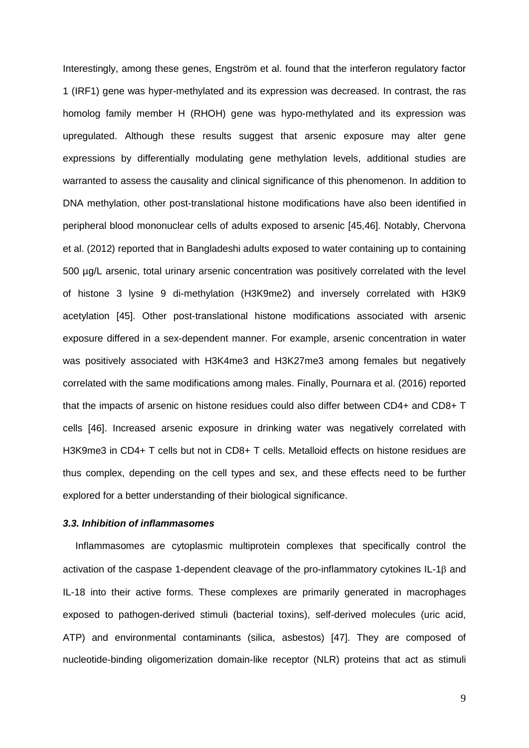Interestingly, among these genes, Engström et al. found that the interferon regulatory factor 1 (IRF1) gene was hyper-methylated and its expression was decreased. In contrast, the ras homolog family member H (RHOH) gene was hypo-methylated and its expression was upregulated. Although these results suggest that arsenic exposure may alter gene expressions by differentially modulating gene methylation levels, additional studies are warranted to assess the causality and clinical significance of this phenomenon. In addition to DNA methylation, other post-translational histone modifications have also been identified in peripheral blood mononuclear cells of adults exposed to arsenic [45,46]. Notably, Chervona et al. (2012) reported that in Bangladeshi adults exposed to water containing up to containing 500 µg/L arsenic, total urinary arsenic concentration was positively correlated with the level of histone 3 lysine 9 di-methylation (H3K9me2) and inversely correlated with H3K9 acetylation [45]. Other post-translational histone modifications associated with arsenic exposure differed in a sex-dependent manner. For example, arsenic concentration in water was positively associated with H3K4me3 and H3K27me3 among females but negatively correlated with the same modifications among males. Finally, Pournara et al. (2016) reported that the impacts of arsenic on histone residues could also differ between CD4+ and CD8+ T cells [46]. Increased arsenic exposure in drinking water was negatively correlated with H3K9me3 in CD4+ T cells but not in CD8+ T cells. Metalloid effects on histone residues are thus complex, depending on the cell types and sex, and these effects need to be further explored for a better understanding of their biological significance.

### *3.3. Inhibition of inflammasomes*

Inflammasomes are cytoplasmic multiprotein complexes that specifically control the activation of the caspase 1-dependent cleavage of the pro-inflammatory cytokines IL-1β and IL-18 into their active forms. These complexes are primarily generated in macrophages exposed to pathogen-derived stimuli (bacterial toxins), self-derived molecules (uric acid, ATP) and environmental contaminants (silica, asbestos) [47]. They are composed of nucleotide-binding oligomerization domain-like receptor (NLR) proteins that act as stimuli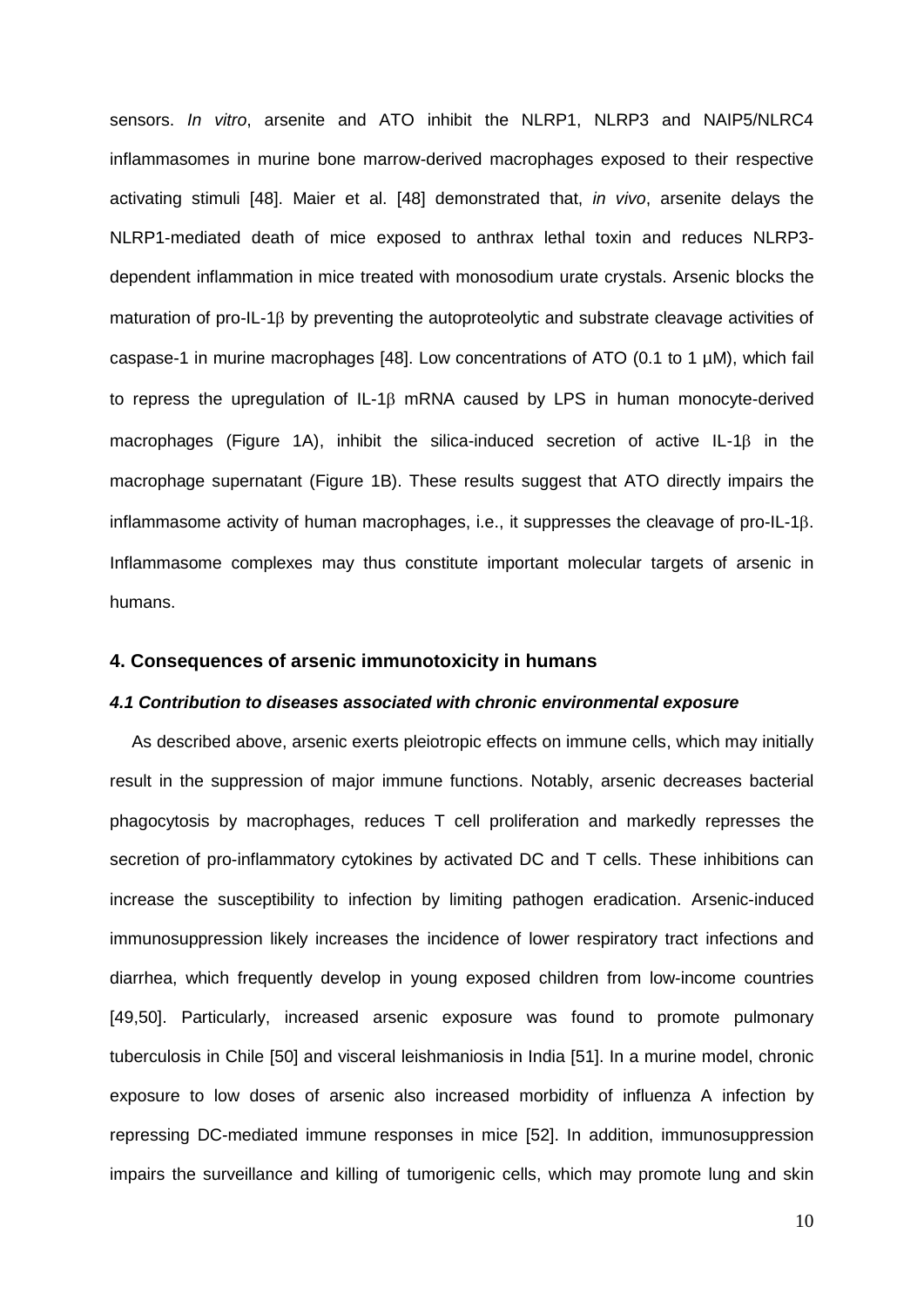sensors. *In vitro*, arsenite and ATO inhibit the NLRP1, NLRP3 and NAIP5/NLRC4 inflammasomes in murine bone marrow-derived macrophages exposed to their respective activating stimuli [48]. Maier et al. [48] demonstrated that, *in vivo*, arsenite delays the NLRP1-mediated death of mice exposed to anthrax lethal toxin and reduces NLRP3-dependent inflammation in mice treated with monosodium urate crystals. Arsenic blocks the maturation of pro-IL-1β by preventing the autoproteolytic and substrate cleavage activities of caspase-1 in murine macrophages [48]. Low concentrations of ATO (0.1 to 1 µM), which fail to repress the upregulation of IL-1β mRNA caused by LPS in human monocyte-derived macrophages (Figure 1A), inhibit the silica-induced secretion of active IL-1β in the macrophage supernatant (Figure 1B). These results suggest that ATO directly impairs the inflammasome activity of human macrophages, i.e., it suppresses the cleavage of pro-IL-1β. Inflammasome complexes may thus constitute important molecular targets of arsenic in humans.

## 4. Consequences of arsenic immunotoxicity in humans

### *4.1 Contribution to diseases associated with chronic environmental exposure*

As described above, arsenic exerts pleiotropic effects on immune cells, which may initially result in the suppression of major immune functions. Notably, arsenic decreases bacterial phagocytosis by macrophages, reduces T cell proliferation and markedly represses the secretion of pro-inflammatory cytokines by activated DC and T cells. These inhibitions can increase the susceptibility to infection by limiting pathogen eradication. Arsenic-induced immunosuppression likely increases the incidence of lower respiratory tract infections and diarrhea, which frequently develop in young exposed children from low-income countries [49,50]. Particularly, increased arsenic exposure was found to promote pulmonary tuberculosis in Chile [50] and visceral leishmaniosis in India [51]. In a murine model, chronic exposure to low doses of arsenic also increased morbidity of influenza A infection by repressing DC-mediated immune responses in mice [52]. In addition, immunosuppression impairs the surveillance and killing of tumorigenic cells, which may promote lung and skin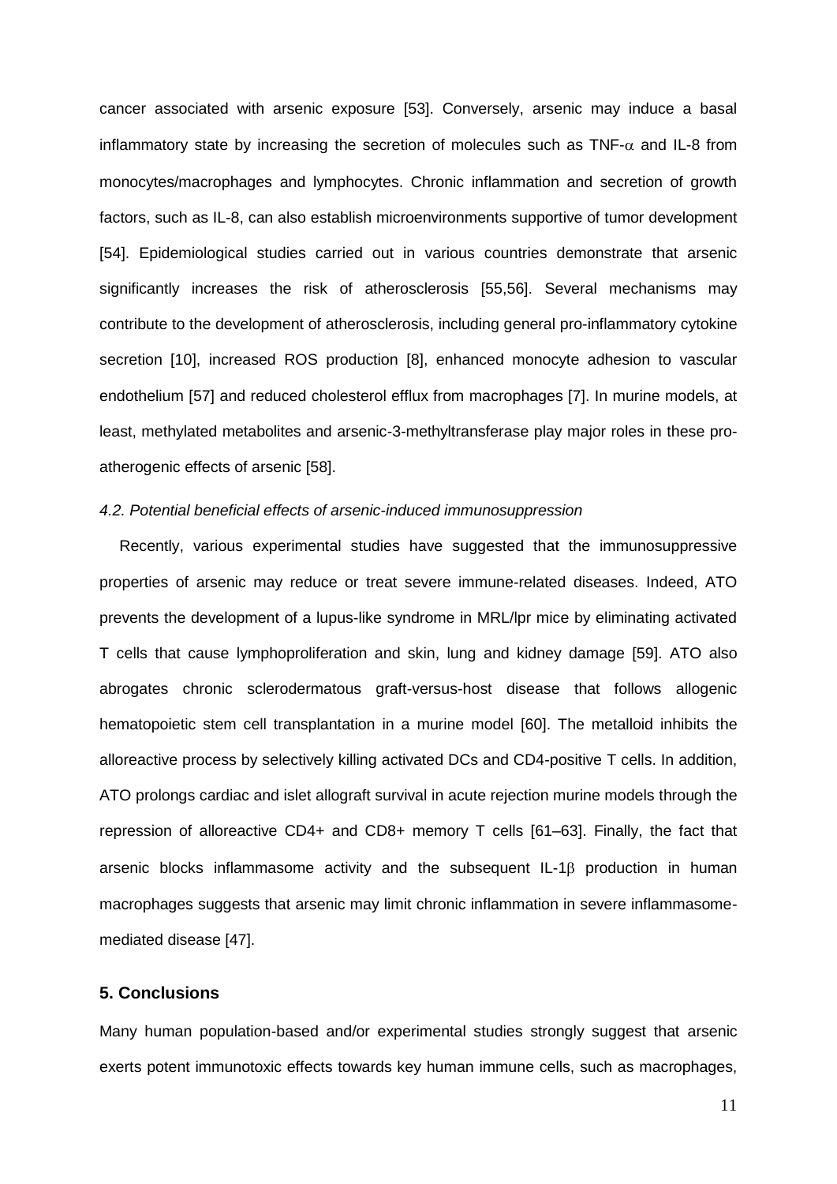cancer associated with arsenic exposure [53]. Conversely, arsenic may induce a basal inflammatory state by increasing the secretion of molecules such as TNF-$\alpha$ and IL-8 from monocytes/macrophages and lymphocytes. Chronic inflammation and secretion of growth factors, such as IL-8, can also establish microenvironments supportive of tumor development [54]. Epidemiological studies carried out in various countries demonstrate that arsenic significantly increases the risk of atherosclerosis [55,56]. Several mechanisms may contribute to the development of atherosclerosis, including general pro-inflammatory cytokine secretion [10], increased ROS production [8], enhanced monocyte adhesion to vascular endothelium [57] and reduced cholesterol efflux from macrophages [7]. In murine models, at least, methylated metabolites and arsenic-3-methyltransferase play major roles in these pro-atherogenic effects of arsenic [58].

### *4.2. Potential beneficial effects of arsenic-induced immunosuppression*

Recently, various experimental studies have suggested that the immunosuppressive properties of arsenic may reduce or treat severe immune-related diseases. Indeed, ATO prevents the development of a lupus-like syndrome in MRL/lpr mice by eliminating activated T cells that cause lymphoproliferation and skin, lung and kidney damage [59]. ATO also abrogates chronic sclerodermatous graft-versus-host disease that follows allogenic hematopoietic stem cell transplantation in a murine model [60]. The metalloid inhibits the alloreactive process by selectively killing activated DCs and CD4-positive T cells. In addition, ATO prolongs cardiac and islet allograft survival in acute rejection murine models through the repression of alloreactive CD4+ and CD8+ memory T cells [61–63]. Finally, the fact that arsenic blocks inflammasome activity and the subsequent IL-1$\beta$ production in human macrophages suggests that arsenic may limit chronic inflammation in severe inflammasome-mediated disease [47].

## 5. Conclusions

Many human population-based and/or experimental studies strongly suggest that arsenic exerts potent immunotoxic effects towards key human immune cells, such as macrophages,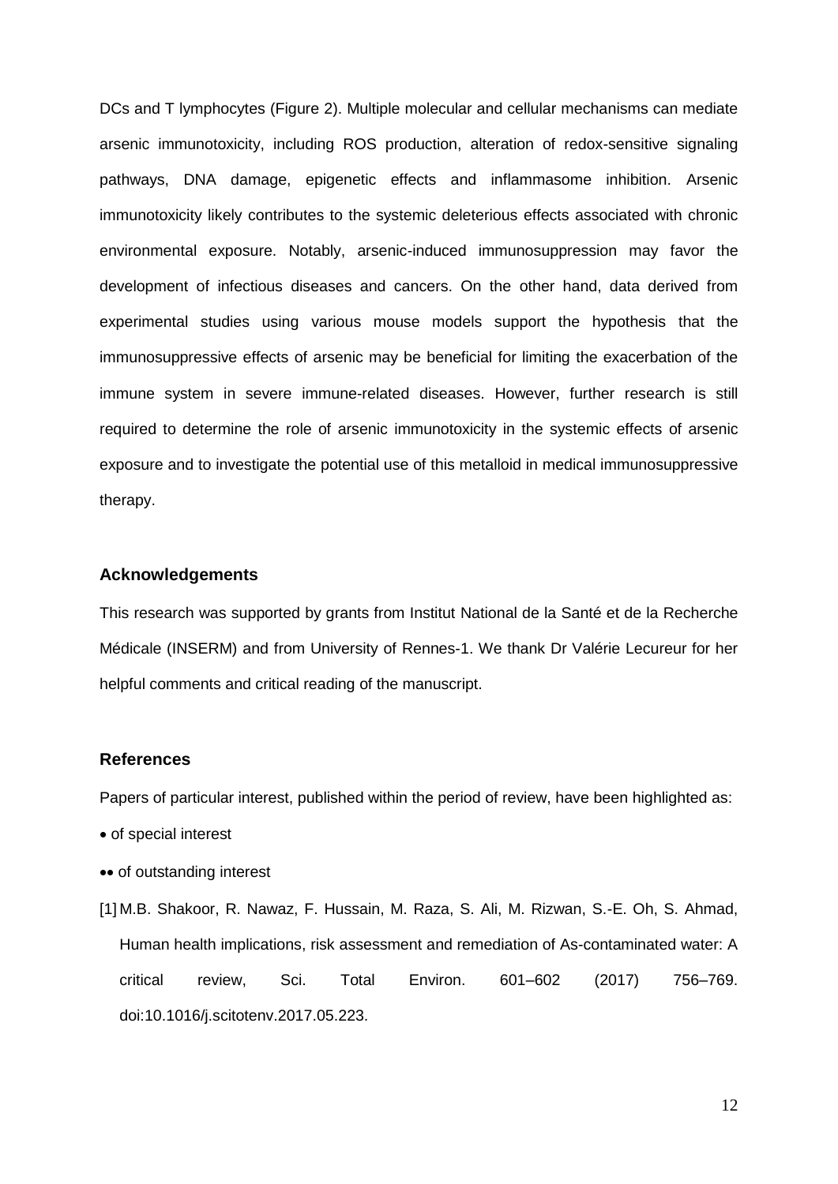DCs and T lymphocytes (Figure 2). Multiple molecular and cellular mechanisms can mediate arsenic immunotoxicity, including ROS production, alteration of redox-sensitive signaling pathways, DNA damage, epigenetic effects and inflammasome inhibition. Arsenic immunotoxicity likely contributes to the systemic deleterious effects associated with chronic environmental exposure. Notably, arsenic-induced immunosuppression may favor the development of infectious diseases and cancers. On the other hand, data derived from experimental studies using various mouse models support the hypothesis that the immunosuppressive effects of arsenic may be beneficial for limiting the exacerbation of the immune system in severe immune-related diseases. However, further research is still required to determine the role of arsenic immunotoxicity in the systemic effects of arsenic exposure and to investigate the potential use of this metalloid in medical immunosuppressive therapy.

## Acknowledgements

This research was supported by grants from Institut National de la Santé et de la Recherche Médicale (INSERM) and from University of Rennes-1. We thank Dr Valérie Lecureur for her helpful comments and critical reading of the manuscript.

## References

Papers of particular interest, published within the period of review, have been highlighted as:

- • of special interest
- •• of outstanding interest

[1] M.B. Shakoor, R. Nawaz, F. Hussain, M. Raza, S. Ali, M. Rizwan, S.-E. Oh, S. Ahmad, Human health implications, risk assessment and remediation of As-contaminated water: A critical review, Sci. Total Environ. 601–602 (2017) 756–769. doi:10.1016/j.scitotenv.2017.05.223.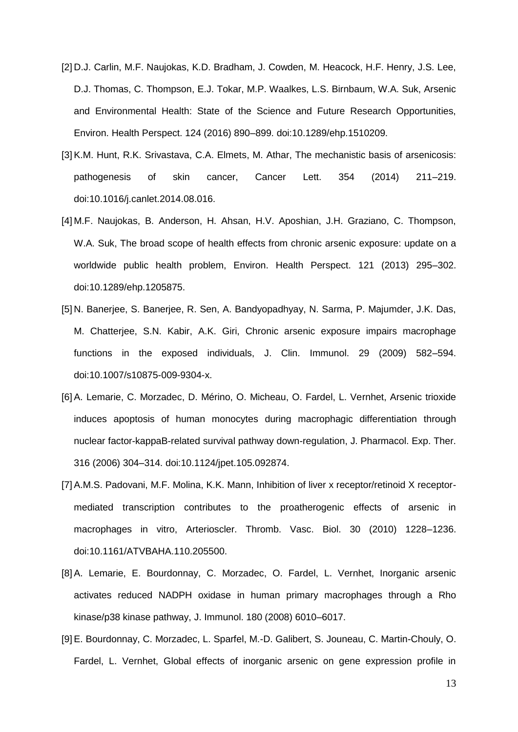[2] D.J. Carlin, M.F. Naujokas, K.D. Bradham, J. Cowden, M. Heacock, H.F. Henry, J.S. Lee, D.J. Thomas, C. Thompson, E.J. Tokar, M.P. Waalkes, L.S. Birnbaum, W.A. Suk, Arsenic and Environmental Health: State of the Science and Future Research Opportunities, Environ. Health Perspect. 124 (2016) 890–899. doi:10.1289/ehp.1510209.

[3] K.M. Hunt, R.K. Srivastava, C.A. Elmets, M. Athar, The mechanistic basis of arsenicosis: pathogenesis of skin cancer, Cancer Lett. 354 (2014) 211–219. doi:10.1016/j.canlet.2014.08.016.

[4] M.F. Naujokas, B. Anderson, H. Ahsan, H.V. Aposhian, J.H. Graziano, C. Thompson, W.A. Suk, The broad scope of health effects from chronic arsenic exposure: update on a worldwide public health problem, Environ. Health Perspect. 121 (2013) 295–302. doi:10.1289/ehp.1205875.

[5] N. Banerjee, S. Banerjee, R. Sen, A. Bandyopadhyay, N. Sarma, P. Majumder, J.K. Das, M. Chatterjee, S.N. Kabir, A.K. Giri, Chronic arsenic exposure impairs macrophage functions in the exposed individuals, J. Clin. Immunol. 29 (2009) 582–594. doi:10.1007/s10875-009-9304-x.

[6] A. Lemarie, C. Morzadec, D. Mérino, O. Micheau, O. Fardel, L. Vernhet, Arsenic trioxide induces apoptosis of human monocytes during macrophagic differentiation through nuclear factor-kappaB-related survival pathway down-regulation, J. Pharmacol. Exp. Ther. 316 (2006) 304–314. doi:10.1124/jpet.105.092874.

[7] A.M.S. Padovani, M.F. Molina, K.K. Mann, Inhibition of liver x receptor/retinoid X receptor-mediated transcription contributes to the proatherogenic effects of arsenic in macrophages in vitro, Arterioscler. Thromb. Vasc. Biol. 30 (2010) 1228–1236. doi:10.1161/ATVBAHA.110.205500.

[8] A. Lemarie, E. Bourdonnay, C. Morzadec, O. Fardel, L. Vernhet, Inorganic arsenic activates reduced NADPH oxidase in human primary macrophages through a Rho kinase/p38 kinase pathway, J. Immunol. 180 (2008) 6010–6017.

[9] E. Bourdonnay, C. Morzadec, L. Sparfel, M.-D. Galibert, S. Jouneau, C. Martin-Chouly, O. Fardel, L. Vernhet, Global effects of inorganic arsenic on gene expression profile in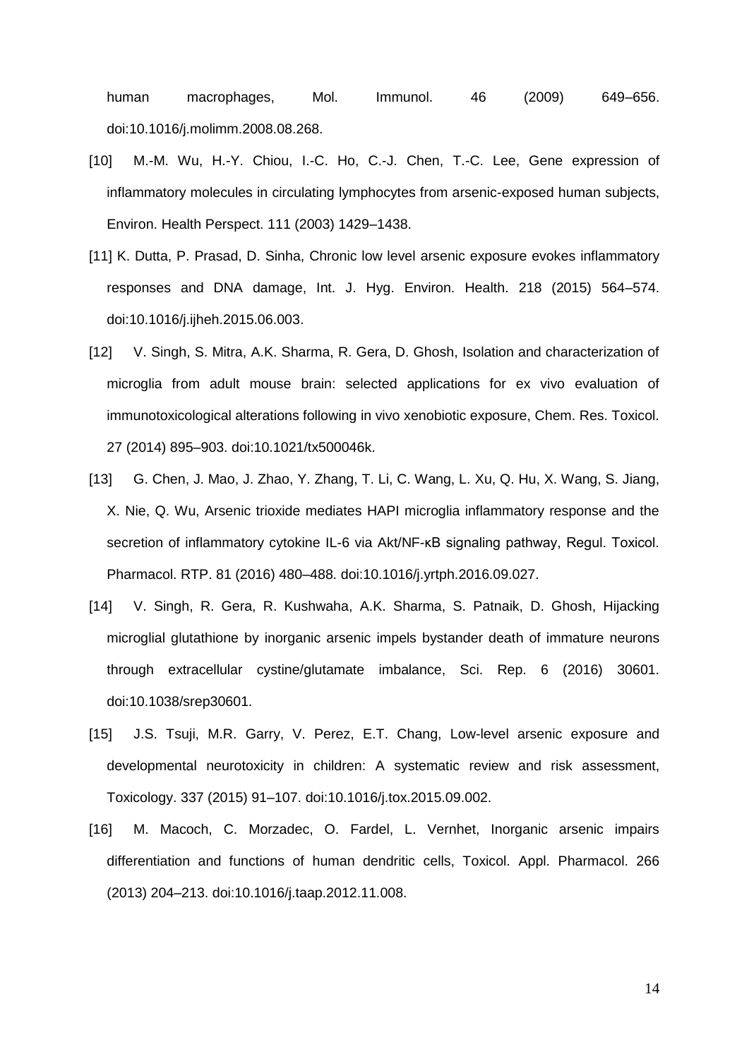human macrophages, Mol. Immunol. 46 (2009) 649–656. doi:10.1016/j.molimm.2008.08.268.

[10] M.-M. Wu, H.-Y. Chiou, I.-C. Ho, C.-J. Chen, T.-C. Lee, Gene expression of inflammatory molecules in circulating lymphocytes from arsenic-exposed human subjects, Environ. Health Perspect. 111 (2003) 1429–1438.

[11] K. Dutta, P. Prasad, D. Sinha, Chronic low level arsenic exposure evokes inflammatory responses and DNA damage, Int. J. Hyg. Environ. Health. 218 (2015) 564–574. doi:10.1016/j.ijheh.2015.06.003.

[12] V. Singh, S. Mitra, A.K. Sharma, R. Gera, D. Ghosh, Isolation and characterization of microglia from adult mouse brain: selected applications for ex vivo evaluation of immunotoxicological alterations following in vivo xenobiotic exposure, Chem. Res. Toxicol. 27 (2014) 895–903. doi:10.1021/tx500046k.

[13] G. Chen, J. Mao, J. Zhao, Y. Zhang, T. Li, C. Wang, L. Xu, Q. Hu, X. Wang, S. Jiang, X. Nie, Q. Wu, Arsenic trioxide mediates HAPI microglia inflammatory response and the secretion of inflammatory cytokine IL-6 via Akt/NF-κB signaling pathway, Regul. Toxicol. Pharmacol. RTP. 81 (2016) 480–488. doi:10.1016/j.yrtph.2016.09.027.

[14] V. Singh, R. Gera, R. Kushwaha, A.K. Sharma, S. Patnaik, D. Ghosh, Hijacking microglial glutathione by inorganic arsenic impels bystander death of immature neurons through extracellular cystine/glutamate imbalance, Sci. Rep. 6 (2016) 30601. doi:10.1038/srep30601.

[15] J.S. Tsuji, M.R. Garry, V. Perez, E.T. Chang, Low-level arsenic exposure and developmental neurotoxicity in children: A systematic review and risk assessment, Toxicology. 337 (2015) 91–107. doi:10.1016/j.tox.2015.09.002.

[16] M. Macoch, C. Morzadec, O. Fardel, L. Vernhet, Inorganic arsenic impairs differentiation and functions of human dendritic cells, Toxicol. Appl. Pharmacol. 266 (2013) 204–213. doi:10.1016/j.taap.2012.11.008.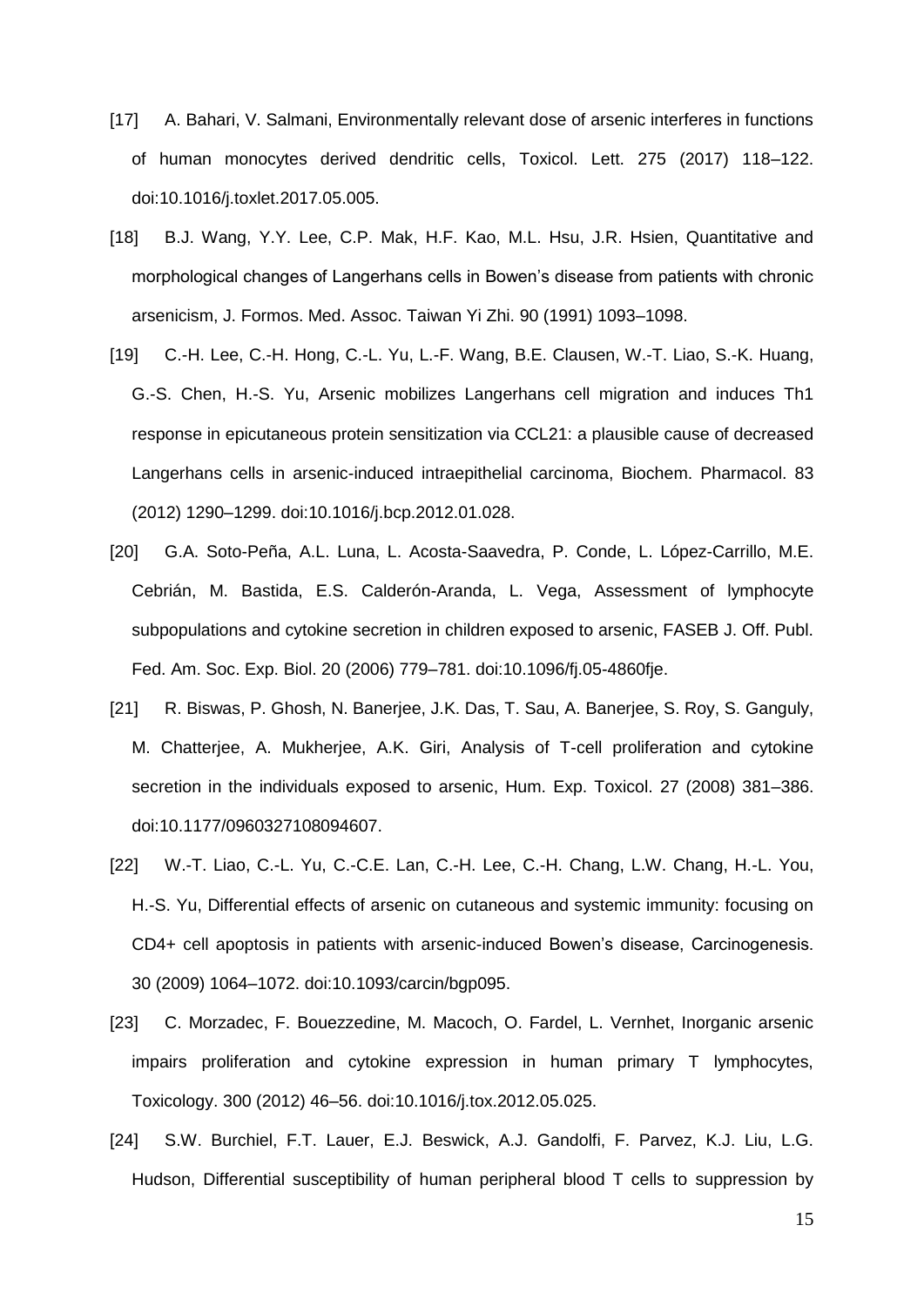[17] A. Bahari, V. Salmani, Environmentally relevant dose of arsenic interferes in functions of human monocytes derived dendritic cells, Toxicol. Lett. 275 (2017) 118–122. doi:10.1016/j.toxlet.2017.05.005.

[18] B.J. Wang, Y.Y. Lee, C.P. Mak, H.F. Kao, M.L. Hsu, J.R. Hsien, Quantitative and morphological changes of Langerhans cells in Bowen's disease from patients with chronic arsenicism, J. Formos. Med. Assoc. Taiwan Yi Zhi. 90 (1991) 1093–1098.

[19] C.-H. Lee, C.-H. Hong, C.-L. Yu, L.-F. Wang, B.E. Clausen, W.-T. Liao, S.-K. Huang, G.-S. Chen, H.-S. Yu, Arsenic mobilizes Langerhans cell migration and induces Th1 response in epicutaneous protein sensitization via CCL21: a plausible cause of decreased Langerhans cells in arsenic-induced intraepithelial carcinoma, Biochem. Pharmacol. 83 (2012) 1290–1299. doi:10.1016/j.bcp.2012.01.028.

[20] G.A. Soto-Peña, A.L. Luna, L. Acosta-Saavedra, P. Conde, L. López-Carrillo, M.E. Cebrián, M. Bastida, E.S. Calderón-Aranda, L. Vega, Assessment of lymphocyte subpopulations and cytokine secretion in children exposed to arsenic, FASEB J. Off. Publ. Fed. Am. Soc. Exp. Biol. 20 (2006) 779–781. doi:10.1096/fj.05-4860fje.

[21] R. Biswas, P. Ghosh, N. Banerjee, J.K. Das, T. Sau, A. Banerjee, S. Roy, S. Ganguly, M. Chatterjee, A. Mukherjee, A.K. Giri, Analysis of T-cell proliferation and cytokine secretion in the individuals exposed to arsenic, Hum. Exp. Toxicol. 27 (2008) 381–386. doi:10.1177/0960327108094607.

[22] W.-T. Liao, C.-L. Yu, C.-C.E. Lan, C.-H. Lee, C.-H. Chang, L.W. Chang, H.-L. You, H.-S. Yu, Differential effects of arsenic on cutaneous and systemic immunity: focusing on CD4+ cell apoptosis in patients with arsenic-induced Bowen's disease, Carcinogenesis. 30 (2009) 1064–1072. doi:10.1093/carcin/bgp095.

[23] C. Morzadec, F. Bouezzedine, M. Macoch, O. Fardel, L. Vernhet, Inorganic arsenic impairs proliferation and cytokine expression in human primary T lymphocytes, Toxicology. 300 (2012) 46–56. doi:10.1016/j.tox.2012.05.025.

[24] S.W. Burchiel, F.T. Lauer, E.J. Beswick, A.J. Gandolfi, F. Parvez, K.J. Liu, L.G. Hudson, Differential susceptibility of human peripheral blood T cells to suppression by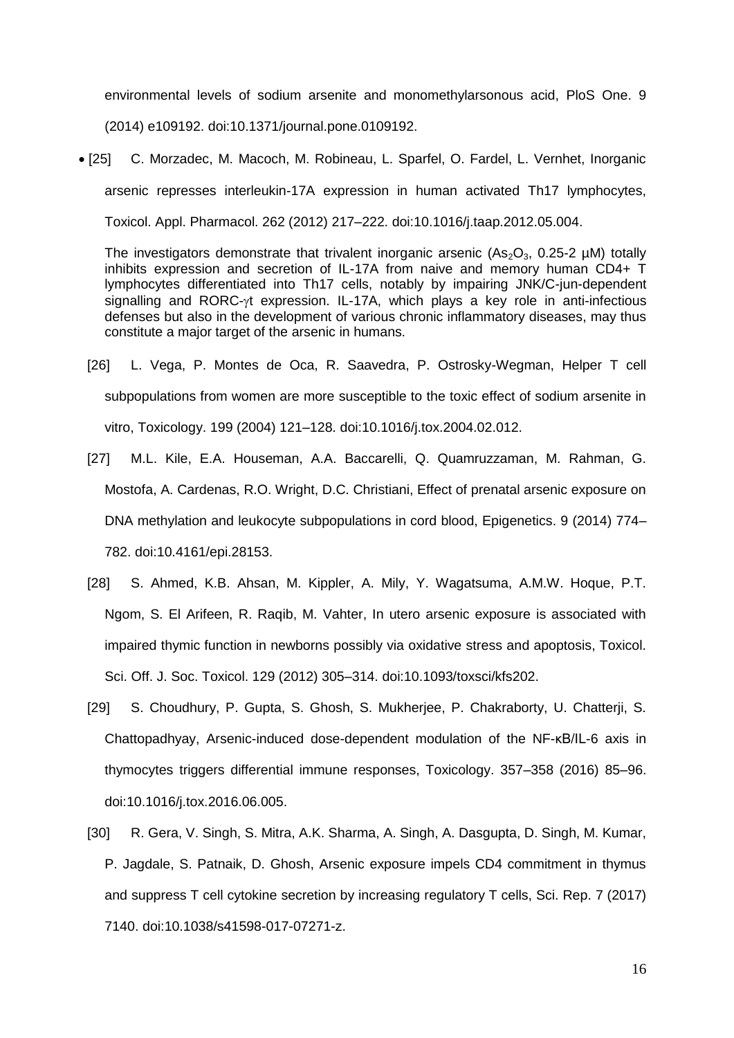environmental levels of sodium arsenite and monomethylarsonous acid, PloS One. 9 (2014) e109192. doi:10.1371/journal.pone.0109192.

- [25] C. Morzadec, M. Macoch, M. Robineau, L. Sparfel, O. Fardel, L. Vernhet, Inorganic arsenic represses interleukin-17A expression in human activated Th17 lymphocytes, Toxicol. Appl. Pharmacol. 262 (2012) 217–222. doi:10.1016/j.taap.2012.05.004.

  The investigators demonstrate that trivalent inorganic arsenic ($As_2O_3$, 0.25-2 µM) totally inhibits expression and secretion of IL-17A from naive and memory human CD4+ T lymphocytes differentiated into Th17 cells, notably by impairing JNK/C-jun-dependent signalling and RORC-$\gamma$t expression. IL-17A, which plays a key role in anti-infectious defenses but also in the development of various chronic inflammatory diseases, may thus constitute a major target of the arsenic in humans.

[26] L. Vega, P. Montes de Oca, R. Saavedra, P. Ostrosky-Wegman, Helper T cell subpopulations from women are more susceptible to the toxic effect of sodium arsenite in vitro, Toxicology. 199 (2004) 121–128. doi:10.1016/j.tox.2004.02.012.

[27] M.L. Kile, E.A. Houseman, A.A. Baccarelli, Q. Quamruzzaman, M. Rahman, G. Mostofa, A. Cardenas, R.O. Wright, D.C. Christiani, Effect of prenatal arsenic exposure on DNA methylation and leukocyte subpopulations in cord blood, Epigenetics. 9 (2014) 774–782. doi:10.4161/epi.28153.

[28] S. Ahmed, K.B. Ahsan, M. Kippler, A. Mily, Y. Wagatsuma, A.M.W. Hoque, P.T. Ngom, S. El Arifeen, R. Raqib, M. Vahter, In utero arsenic exposure is associated with impaired thymic function in newborns possibly via oxidative stress and apoptosis, Toxicol. Sci. Off. J. Soc. Toxicol. 129 (2012) 305–314. doi:10.1093/toxsci/kfs202.

[29] S. Choudhury, P. Gupta, S. Ghosh, S. Mukherjee, P. Chakraborty, U. Chatterji, S. Chattopadhyay, Arsenic-induced dose-dependent modulation of the NF-κB/IL-6 axis in thymocytes triggers differential immune responses, Toxicology. 357–358 (2016) 85–96. doi:10.1016/j.tox.2016.06.005.

[30] R. Gera, V. Singh, S. Mitra, A.K. Sharma, A. Singh, A. Dasgupta, D. Singh, M. Kumar, P. Jagdale, S. Patnaik, D. Ghosh, Arsenic exposure impels CD4 commitment in thymus and suppress T cell cytokine secretion by increasing regulatory T cells, Sci. Rep. 7 (2017) 7140. doi:10.1038/s41598-017-07271-z.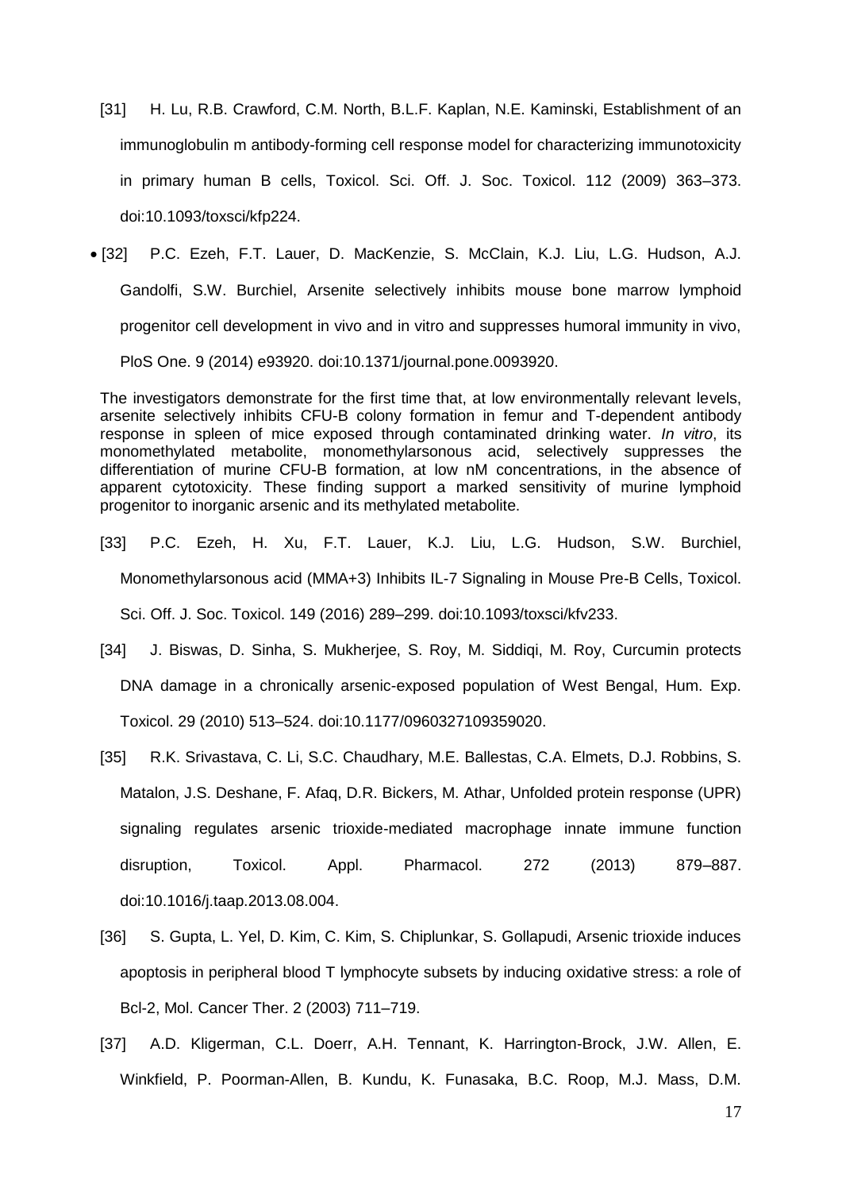[31] H. Lu, R.B. Crawford, C.M. North, B.L.F. Kaplan, N.E. Kaminski, Establishment of an immunoglobulin m antibody-forming cell response model for characterizing immunotoxicity in primary human B cells, Toxicol. Sci. Off. J. Soc. Toxicol. 112 (2009) 363–373. doi:10.1093/toxsci/kfp224.

- [32] P.C. Ezeh, F.T. Lauer, D. MacKenzie, S. McClain, K.J. Liu, L.G. Hudson, A.J. Gandolfi, S.W. Burchiel, Arsenite selectively inhibits mouse bone marrow lymphoid progenitor cell development in vivo and in vitro and suppresses humoral immunity in vivo, PloS One. 9 (2014) e93920. doi:10.1371/journal.pone.0093920.

The investigators demonstrate for the first time that, at low environmentally relevant levels, arsenite selectively inhibits CFU-B colony formation in femur and T-dependent antibody response in spleen of mice exposed through contaminated drinking water. *In vitro*, its monomethylated metabolite, monomethylarsonous acid, selectively suppresses the differentiation of murine CFU-B formation, at low nM concentrations, in the absence of apparent cytotoxicity. These finding support a marked sensitivity of murine lymphoid progenitor to inorganic arsenic and its methylated metabolite.

[33] P.C. Ezeh, H. Xu, F.T. Lauer, K.J. Liu, L.G. Hudson, S.W. Burchiel, Monomethylarsonous acid (MMA+3) Inhibits IL-7 Signaling in Mouse Pre-B Cells, Toxicol. Sci. Off. J. Soc. Toxicol. 149 (2016) 289–299. doi:10.1093/toxsci/kfv233.

[34] J. Biswas, D. Sinha, S. Mukherjee, S. Roy, M. Siddiqi, M. Roy, Curcumin protects DNA damage in a chronically arsenic-exposed population of West Bengal, Hum. Exp. Toxicol. 29 (2010) 513–524. doi:10.1177/0960327109359020.

[35] R.K. Srivastava, C. Li, S.C. Chaudhary, M.E. Ballestas, C.A. Elmets, D.J. Robbins, S. Matalon, J.S. Deshane, F. Afaq, D.R. Bickers, M. Athar, Unfolded protein response (UPR) signaling regulates arsenic trioxide-mediated macrophage innate immune function disruption, Toxicol. Appl. Pharmacol. 272 (2013) 879–887. doi:10.1016/j.taap.2013.08.004.

[36] S. Gupta, L. Yel, D. Kim, C. Kim, S. Chiplunkar, S. Gollapudi, Arsenic trioxide induces apoptosis in peripheral blood T lymphocyte subsets by inducing oxidative stress: a role of Bcl-2, Mol. Cancer Ther. 2 (2003) 711–719.

[37] A.D. Kligerman, C.L. Doerr, A.H. Tennant, K. Harrington-Brock, J.W. Allen, E. Winkfield, P. Poorman-Allen, B. Kundu, K. Funasaka, B.C. Roop, M.J. Mass, D.M.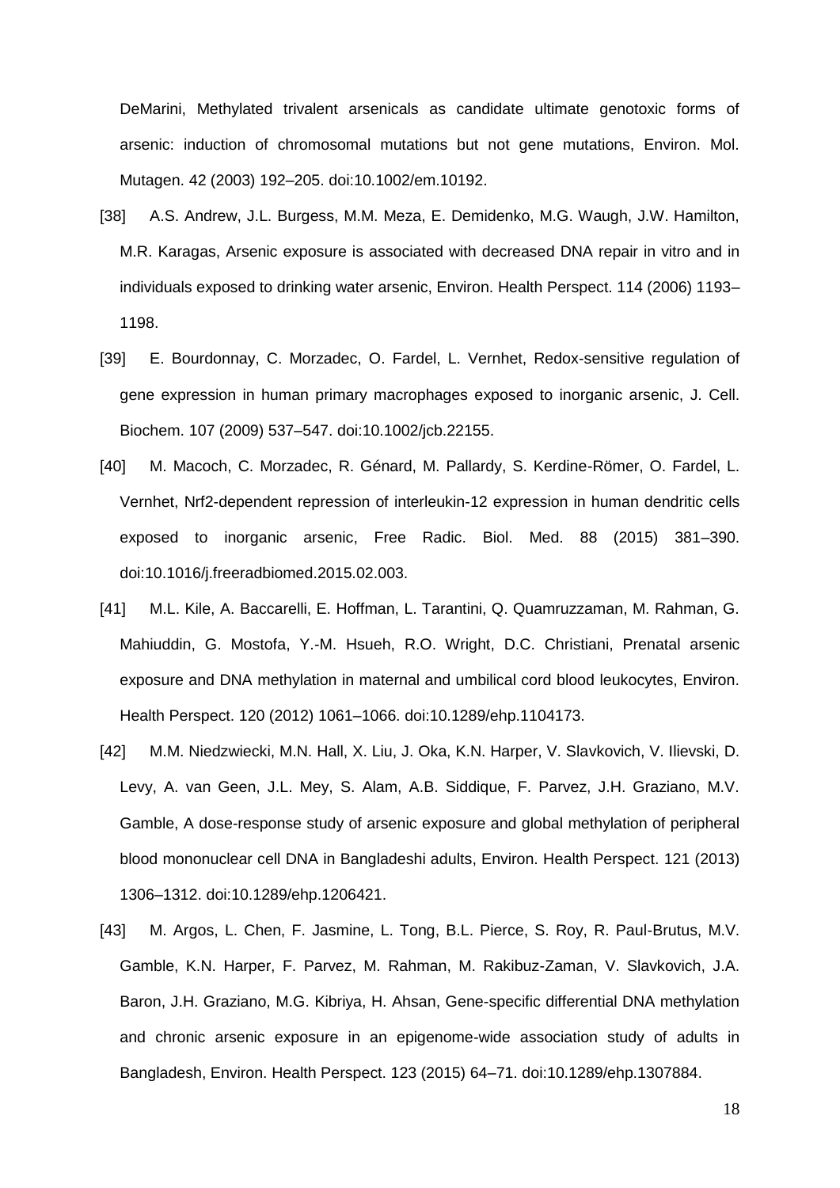DeMarini, Methylated trivalent arsenicals as candidate ultimate genotoxic forms of arsenic: induction of chromosomal mutations but not gene mutations, Environ. Mol. Mutagen. 42 (2003) 192–205. doi:10.1002/em.10192.

[38] A.S. Andrew, J.L. Burgess, M.M. Meza, E. Demidenko, M.G. Waugh, J.W. Hamilton, M.R. Karagas, Arsenic exposure is associated with decreased DNA repair in vitro and in individuals exposed to drinking water arsenic, Environ. Health Perspect. 114 (2006) 1193–1198.

[39] E. Bourdonnay, C. Morzadec, O. Fardel, L. Vernhet, Redox-sensitive regulation of gene expression in human primary macrophages exposed to inorganic arsenic, J. Cell. Biochem. 107 (2009) 537–547. doi:10.1002/jcb.22155.

[40] M. Macoch, C. Morzadec, R. Génard, M. Pallardy, S. Kerdine-Römer, O. Fardel, L. Vernhet, Nrf2-dependent repression of interleukin-12 expression in human dendritic cells exposed to inorganic arsenic, Free Radic. Biol. Med. 88 (2015) 381–390. doi:10.1016/j.freeradbiomed.2015.02.003.

[41] M.L. Kile, A. Baccarelli, E. Hoffman, L. Tarantini, Q. Quamruzzaman, M. Rahman, G. Mahiuddin, G. Mostofa, Y.-M. Hsueh, R.O. Wright, D.C. Christiani, Prenatal arsenic exposure and DNA methylation in maternal and umbilical cord blood leukocytes, Environ. Health Perspect. 120 (2012) 1061–1066. doi:10.1289/ehp.1104173.

[42] M.M. Niedzwiecki, M.N. Hall, X. Liu, J. Oka, K.N. Harper, V. Slavkovich, V. Ilievski, D. Levy, A. van Geen, J.L. Mey, S. Alam, A.B. Siddique, F. Parvez, J.H. Graziano, M.V. Gamble, A dose-response study of arsenic exposure and global methylation of peripheral blood mononuclear cell DNA in Bangladeshi adults, Environ. Health Perspect. 121 (2013) 1306–1312. doi:10.1289/ehp.1206421.

[43] M. Argos, L. Chen, F. Jasmine, L. Tong, B.L. Pierce, S. Roy, R. Paul-Brutus, M.V. Gamble, K.N. Harper, F. Parvez, M. Rahman, M. Rakibuz-Zaman, V. Slavkovich, J.A. Baron, J.H. Graziano, M.G. Kibriya, H. Ahsan, Gene-specific differential DNA methylation and chronic arsenic exposure in an epigenome-wide association study of adults in Bangladesh, Environ. Health Perspect. 123 (2015) 64–71. doi:10.1289/ehp.1307884.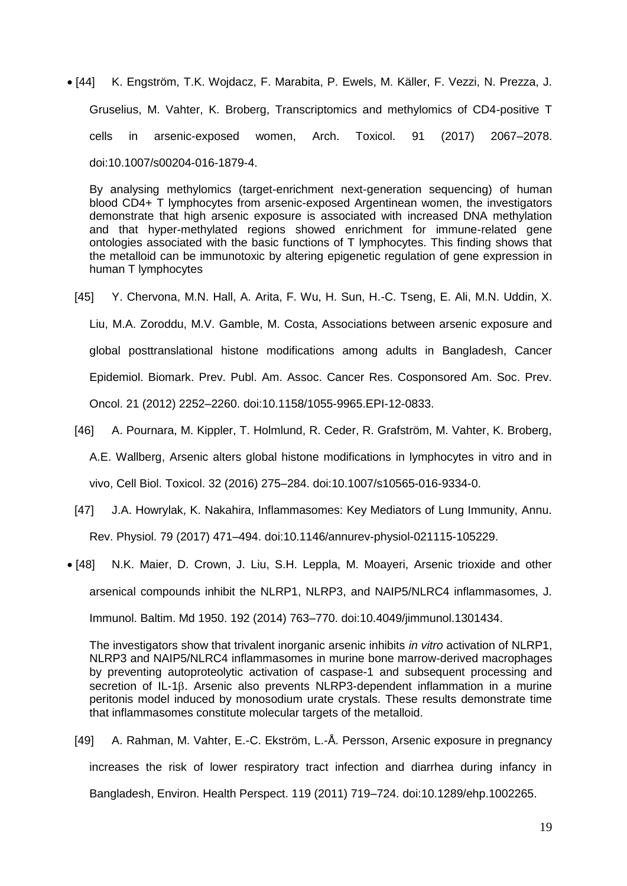- [44] K. Engström, T.K. Wojdacz, F. Marabita, P. Ewels, M. Käller, F. Vezzi, N. Prezza, J. Gruselius, M. Vahter, K. Broberg, Transcriptomics and methylomics of CD4-positive T cells in arsenic-exposed women, Arch. Toxicol. 91 (2017) 2067–2078. doi:10.1007/s00204-016-1879-4.

  By analysing methylomics (target-enrichment next-generation sequencing) of human blood CD4+ T lymphocytes from arsenic-exposed Argentinean women, the investigators demonstrate that high arsenic exposure is associated with increased DNA methylation and that hyper-methylated regions showed enrichment for immune-related gene ontologies associated with the basic functions of T lymphocytes. This finding shows that the metalloid can be immunotoxic by altering epigenetic regulation of gene expression in human T lymphocytes

[45] Y. Chervona, M.N. Hall, A. Arita, F. Wu, H. Sun, H.-C. Tseng, E. Ali, M.N. Uddin, X. Liu, M.A. Zoroddu, M.V. Gamble, M. Costa, Associations between arsenic exposure and global posttranslational histone modifications among adults in Bangladesh, Cancer Epidemiol. Biomark. Prev. Publ. Am. Assoc. Cancer Res. Cosponsored Am. Soc. Prev. Oncol. 21 (2012) 2252–2260. doi:10.1158/1055-9965.EPI-12-0833.

[46] A. Pournara, M. Kippler, T. Holmlund, R. Ceder, R. Grafström, M. Vahter, K. Broberg, A.E. Wallberg, Arsenic alters global histone modifications in lymphocytes in vitro and in vivo, Cell Biol. Toxicol. 32 (2016) 275–284. doi:10.1007/s10565-016-9334-0.

[47] J.A. Howrylak, K. Nakahira, Inflammasomes: Key Mediators of Lung Immunity, Annu. Rev. Physiol. 79 (2017) 471–494. doi:10.1146/annurev-physiol-021115-105229.

- [48] N.K. Maier, D. Crown, J. Liu, S.H. Leppla, M. Moayeri, Arsenic trioxide and other arsenical compounds inhibit the NLRP1, NLRP3, and NAIP5/NLRC4 inflammasomes, J. Immunol. Baltim. Md 1950. 192 (2014) 763–770. doi:10.4049/jimmunol.1301434.

  The investigators show that trivalent inorganic arsenic inhibits *in vitro* activation of NLRP1, NLRP3 and NAIP5/NLRC4 inflammasomes in murine bone marrow-derived macrophages by preventing autoproteolytic activation of caspase-1 and subsequent processing and secretion of IL-1β. Arsenic also prevents NLRP3-dependent inflammation in a murine peritonis model induced by monosodium urate crystals. These results demonstrate time that inflammasomes constitute molecular targets of the metalloid.

[49] A. Rahman, M. Vahter, E.-C. Ekström, L.-Å. Persson, Arsenic exposure in pregnancy increases the risk of lower respiratory tract infection and diarrhea during infancy in Bangladesh, Environ. Health Perspect. 119 (2011) 719–724. doi:10.1289/ehp.1002265.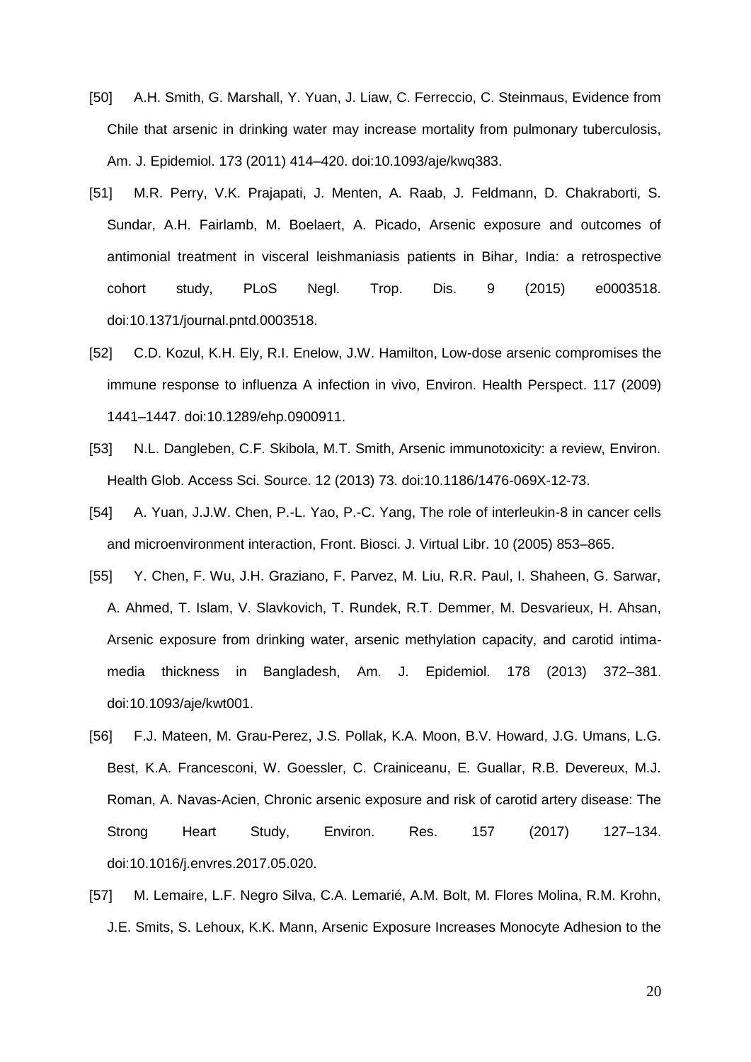[50] A.H. Smith, G. Marshall, Y. Yuan, J. Liaw, C. Ferreccio, C. Steinmaus, Evidence from Chile that arsenic in drinking water may increase mortality from pulmonary tuberculosis, Am. J. Epidemiol. 173 (2011) 414–420. doi:10.1093/aje/kwq383.

[51] M.R. Perry, V.K. Prajapati, J. Menten, A. Raab, J. Feldmann, D. Chakraborti, S. Sundar, A.H. Fairlamb, M. Boelaert, A. Picado, Arsenic exposure and outcomes of antimonial treatment in visceral leishmaniasis patients in Bihar, India: a retrospective cohort study, PLoS Negl. Trop. Dis. 9 (2015) e0003518. doi:10.1371/journal.pntd.0003518.

[52] C.D. Kozul, K.H. Ely, R.I. Enelow, J.W. Hamilton, Low-dose arsenic compromises the immune response to influenza A infection in vivo, Environ. Health Perspect. 117 (2009) 1441–1447. doi:10.1289/ehp.0900911.

[53] N.L. Dangleben, C.F. Skibola, M.T. Smith, Arsenic immunotoxicity: a review, Environ. Health Glob. Access Sci. Source. 12 (2013) 73. doi:10.1186/1476-069X-12-73.

[54] A. Yuan, J.J.W. Chen, P.-L. Yao, P.-C. Yang, The role of interleukin-8 in cancer cells and microenvironment interaction, Front. Biosci. J. Virtual Libr. 10 (2005) 853–865.

[55] Y. Chen, F. Wu, J.H. Graziano, F. Parvez, M. Liu, R.R. Paul, I. Shaheen, G. Sarwar, A. Ahmed, T. Islam, V. Slavkovich, T. Rundek, R.T. Demmer, M. Desvarieux, H. Ahsan, Arsenic exposure from drinking water, arsenic methylation capacity, and carotid intima-media thickness in Bangladesh, Am. J. Epidemiol. 178 (2013) 372–381. doi:10.1093/aje/kwt001.

[56] F.J. Mateen, M. Grau-Perez, J.S. Pollak, K.A. Moon, B.V. Howard, J.G. Umans, L.G. Best, K.A. Francesconi, W. Goessler, C. Crainiceanu, E. Guallar, R.B. Devereux, M.J. Roman, A. Navas-Acien, Chronic arsenic exposure and risk of carotid artery disease: The Strong Heart Study, Environ. Res. 157 (2017) 127–134. doi:10.1016/j.envres.2017.05.020.

[57] M. Lemaire, L.F. Negro Silva, C.A. Lemarié, A.M. Bolt, M. Flores Molina, R.M. Krohn, J.E. Smits, S. Lehoux, K.K. Mann, Arsenic Exposure Increases Monocyte Adhesion to the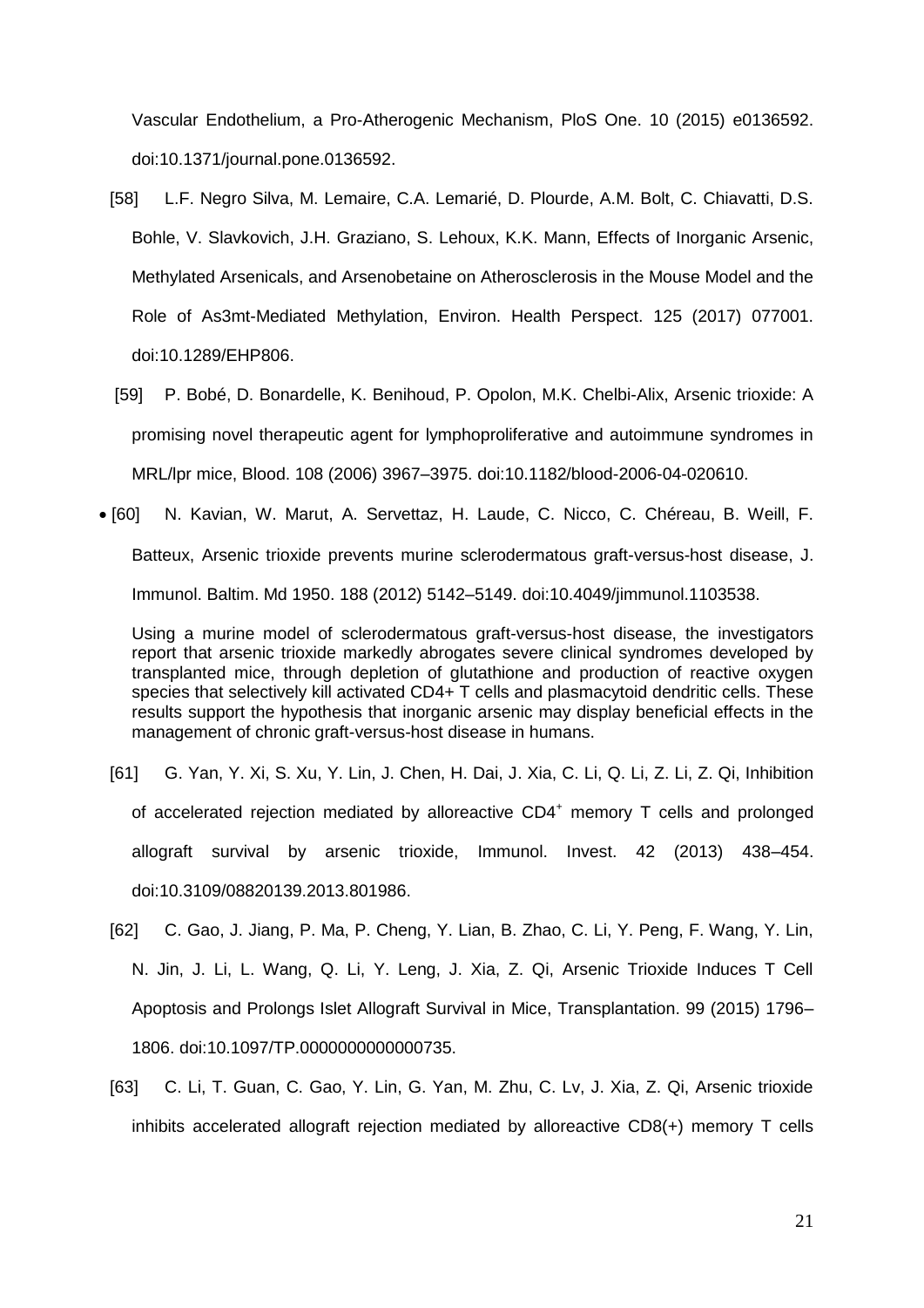Vascular Endothelium, a Pro-Atherogenic Mechanism, PloS One. 10 (2015) e0136592. doi:10.1371/journal.pone.0136592.

[58] L.F. Negro Silva, M. Lemaire, C.A. Lemarié, D. Plourde, A.M. Bolt, C. Chiavatti, D.S. Bohle, V. Slavkovich, J.H. Graziano, S. Lehoux, K.K. Mann, Effects of Inorganic Arsenic, Methylated Arsenicals, and Arsenobetaine on Atherosclerosis in the Mouse Model and the Role of As3mt-Mediated Methylation, Environ. Health Perspect. 125 (2017) 077001. doi:10.1289/EHP806.

[59] P. Bobé, D. Bonardelle, K. Benihoud, P. Opolon, M.K. Chelbi-Alix, Arsenic trioxide: A promising novel therapeutic agent for lymphoproliferative and autoimmune syndromes in MRL/lpr mice, Blood. 108 (2006) 3967–3975. doi:10.1182/blood-2006-04-020610.

- [60] N. Kavian, W. Marut, A. Servettaz, H. Laude, C. Nicco, C. Chéreau, B. Weill, F. Batteux, Arsenic trioxide prevents murine sclerodermatous graft-versus-host disease, J. Immunol. Baltim. Md 1950. 188 (2012) 5142–5149. doi:10.4049/jimmunol.1103538.

  Using a murine model of sclerodermatous graft-versus-host disease, the investigators report that arsenic trioxide markedly abrogates severe clinical syndromes developed by transplanted mice, through depletion of glutathione and production of reactive oxygen species that selectively kill activated CD4+ T cells and plasmacytoid dendritic cells. These results support the hypothesis that inorganic arsenic may display beneficial effects in the management of chronic graft-versus-host disease in humans.

[61] G. Yan, Y. Xi, S. Xu, Y. Lin, J. Chen, H. Dai, J. Xia, C. Li, Q. Li, Z. Li, Z. Qi, Inhibition of accelerated rejection mediated by alloreactive $CD4^{+}$ memory T cells and prolonged allograft survival by arsenic trioxide, Immunol. Invest. 42 (2013) 438–454. doi:10.3109/08820139.2013.801986.

[62] C. Gao, J. Jiang, P. Ma, P. Cheng, Y. Lian, B. Zhao, C. Li, Y. Peng, F. Wang, Y. Lin, N. Jin, J. Li, L. Wang, Q. Li, Y. Leng, J. Xia, Z. Qi, Arsenic Trioxide Induces T Cell Apoptosis and Prolongs Islet Allograft Survival in Mice, Transplantation. 99 (2015) 1796–1806. doi:10.1097/TP.0000000000000735.

[63] C. Li, T. Guan, C. Gao, Y. Lin, G. Yan, M. Zhu, C. Lv, J. Xia, Z. Qi, Arsenic trioxide inhibits accelerated allograft rejection mediated by alloreactive CD8(+) memory T cells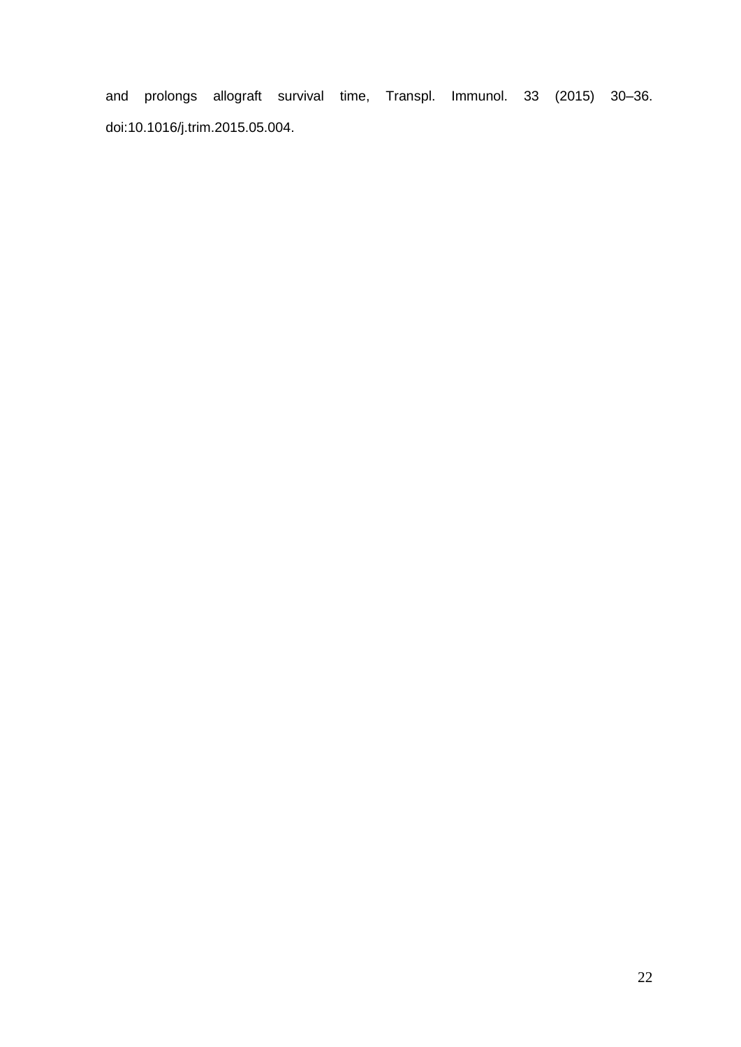and prolongs allograft survival time, Transpl. Immunol. 33 (2015) 30–36. doi:10.1016/j.trim.2015.05.004.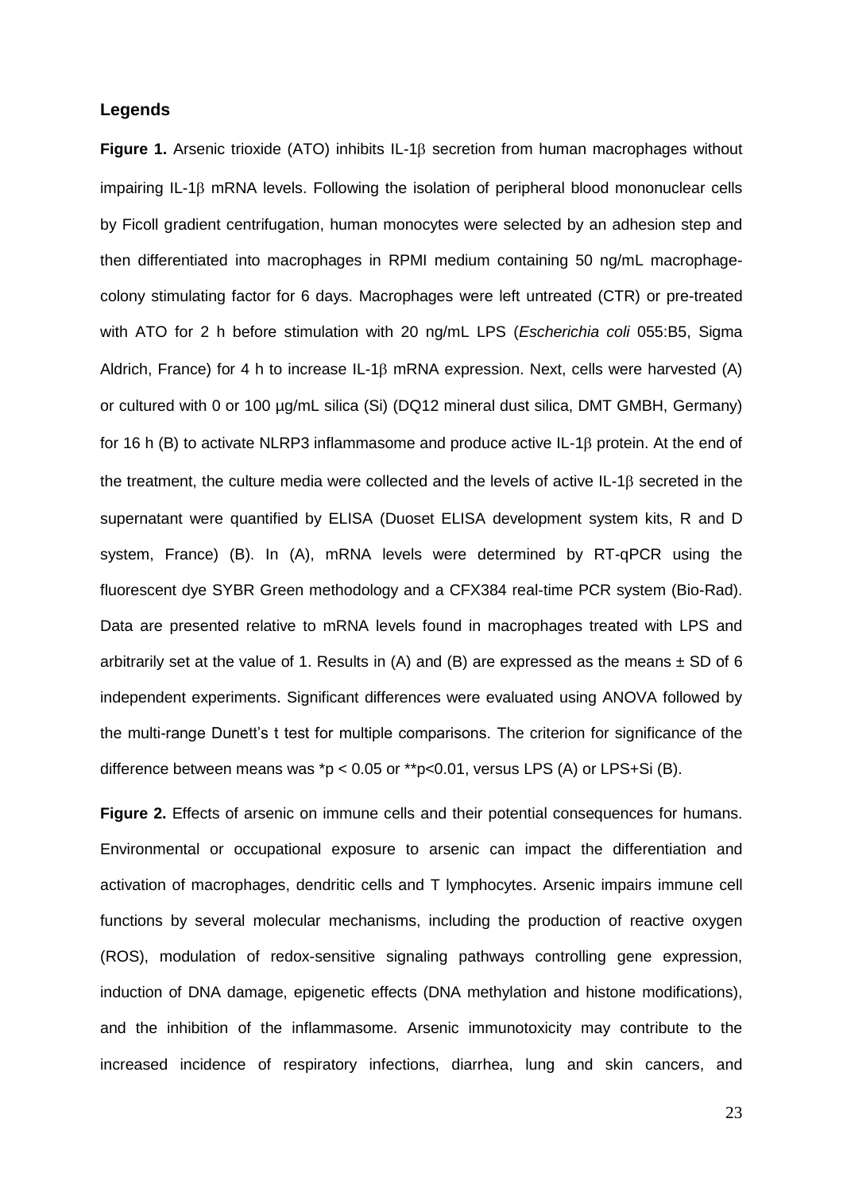### Legends

**Figure 1.** Arsenic trioxide (ATO) inhibits IL-1β secretion from human macrophages without impairing IL-1β mRNA levels. Following the isolation of peripheral blood mononuclear cells by Ficoll gradient centrifugation, human monocytes were selected by an adhesion step and then differentiated into macrophages in RPMI medium containing 50 ng/mL macrophage-colony stimulating factor for 6 days. Macrophages were left untreated (CTR) or pre-treated with ATO for 2 h before stimulation with 20 ng/mL LPS (*Escherichia coli* 055:B5, Sigma Aldrich, France) for 4 h to increase IL-1β mRNA expression. Next, cells were harvested (A) or cultured with 0 or 100 µg/mL silica (Si) (DQ12 mineral dust silica, DMT GMBH, Germany) for 16 h (B) to activate NLRP3 inflammasome and produce active IL-1β protein. At the end of the treatment, the culture media were collected and the levels of active IL-1β secreted in the supernatant were quantified by ELISA (Duoset ELISA development system kits, R and D system, France) (B). In (A), mRNA levels were determined by RT-qPCR using the fluorescent dye SYBR Green methodology and a CFX384 real-time PCR system (Bio-Rad). Data are presented relative to mRNA levels found in macrophages treated with LPS and arbitrarily set at the value of 1. Results in (A) and (B) are expressed as the means ± SD of 6 independent experiments. Significant differences were evaluated using ANOVA followed by the multi-range Dunett's t test for multiple comparisons. The criterion for significance of the difference between means was *$p < 0.05$ or **$p<0.01$, versus LPS (A) or LPS+Si (B).

**Figure 2.** Effects of arsenic on immune cells and their potential consequences for humans. Environmental or occupational exposure to arsenic can impact the differentiation and activation of macrophages, dendritic cells and T lymphocytes. Arsenic impairs immune cell functions by several molecular mechanisms, including the production of reactive oxygen (ROS), modulation of redox-sensitive signaling pathways controlling gene expression, induction of DNA damage, epigenetic effects (DNA methylation and histone modifications), and the inhibition of the inflammasome. Arsenic immunotoxicity may contribute to the increased incidence of respiratory infections, diarrhea, lung and skin cancers, and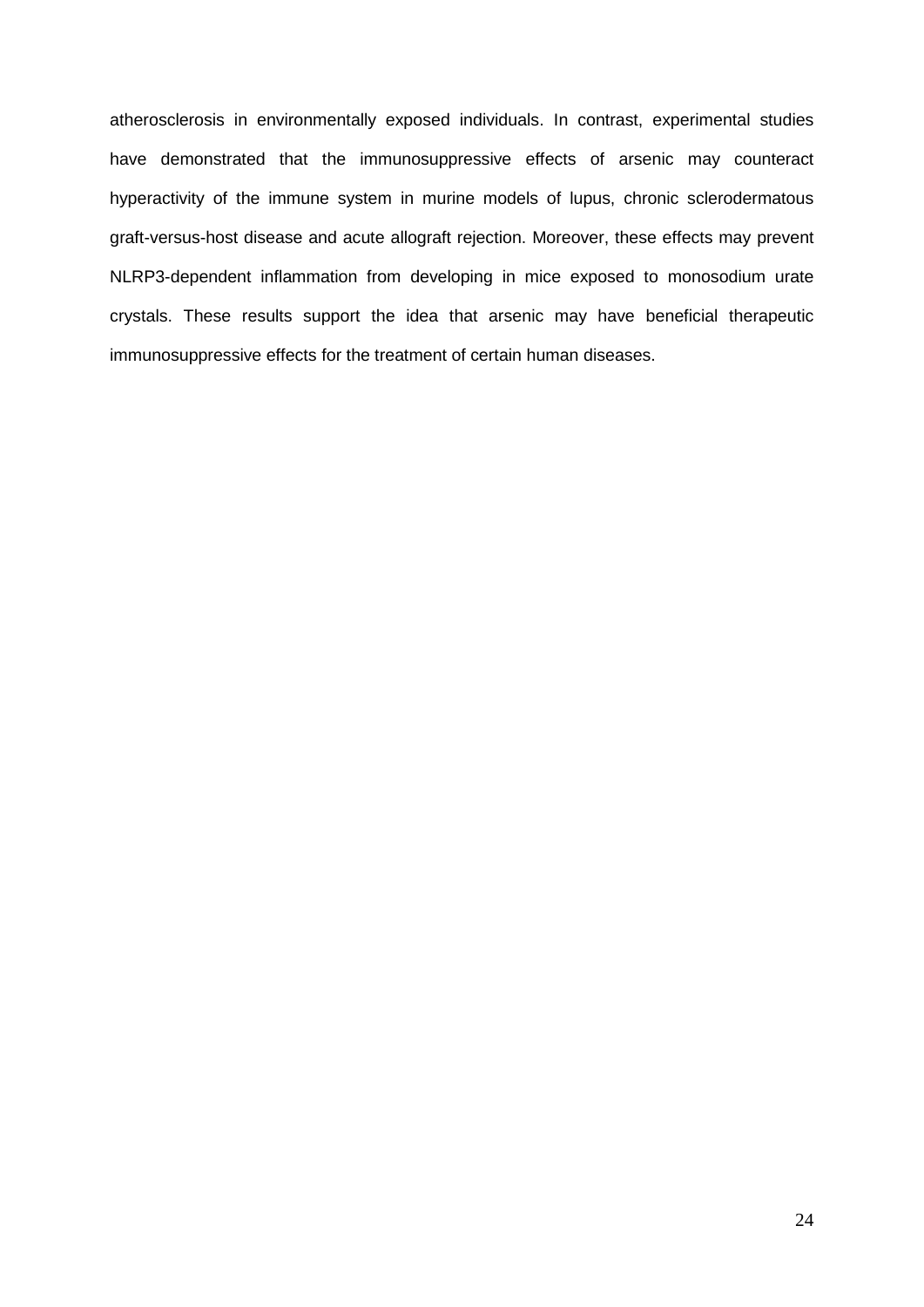atherosclerosis in environmentally exposed individuals. In contrast, experimental studies have demonstrated that the immunosuppressive effects of arsenic may counteract hyperactivity of the immune system in murine models of lupus, chronic sclerodermatous graft-versus-host disease and acute allograft rejection. Moreover, these effects may prevent NLRP3-dependent inflammation from developing in mice exposed to monosodium urate crystals. These results support the idea that arsenic may have beneficial therapeutic immunosuppressive effects for the treatment of certain human diseases.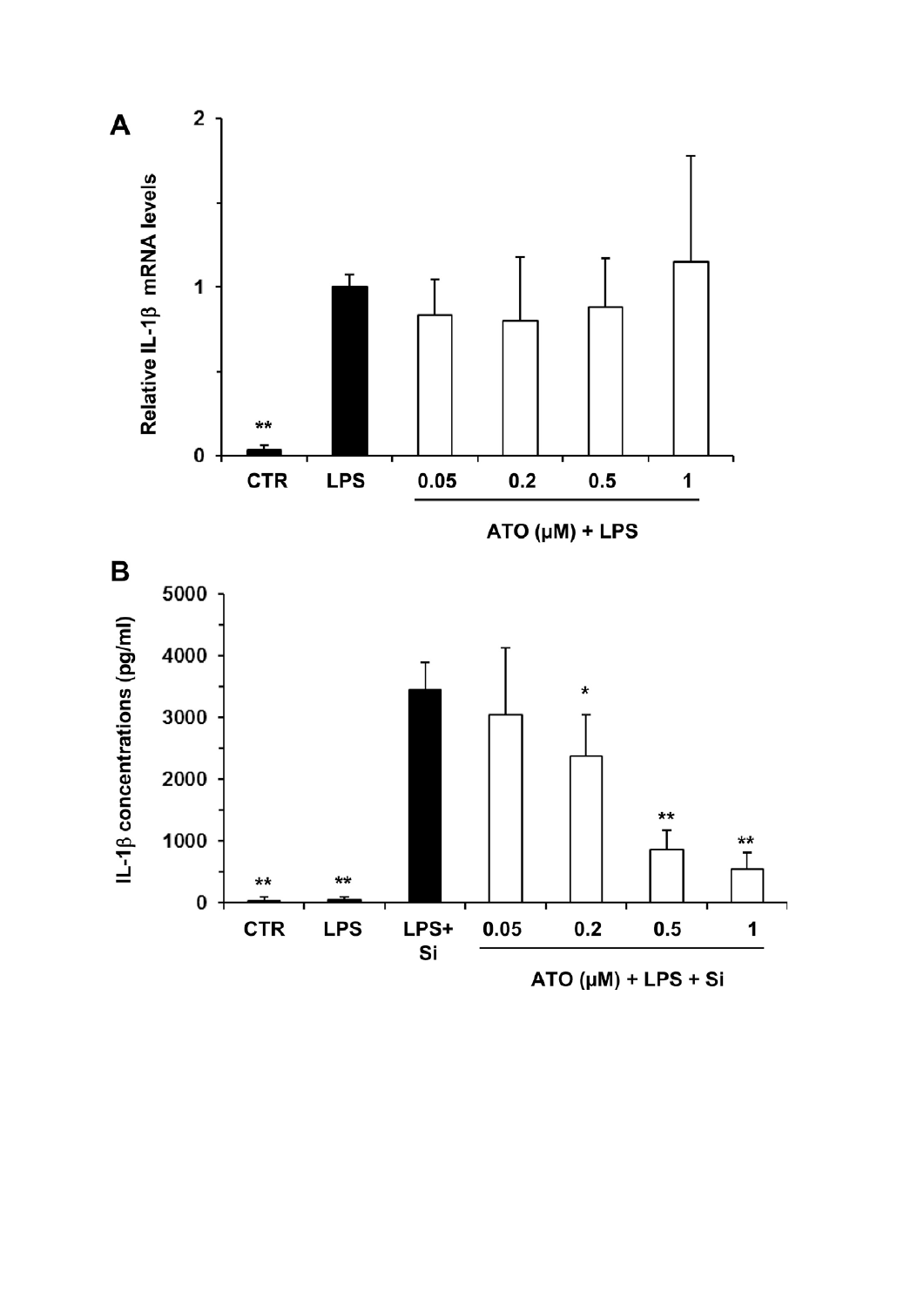**A**

Relative IL-1β mRNA levels

CTR LPS 0.05 0.2 0.5 1

ATO (μM) + LPS

**B**

IL-1β concentrations (pg/ml)

CTR LPS LPS+ Si 0.05 0.2 0.5 1

ATO (μM) + LPS + Si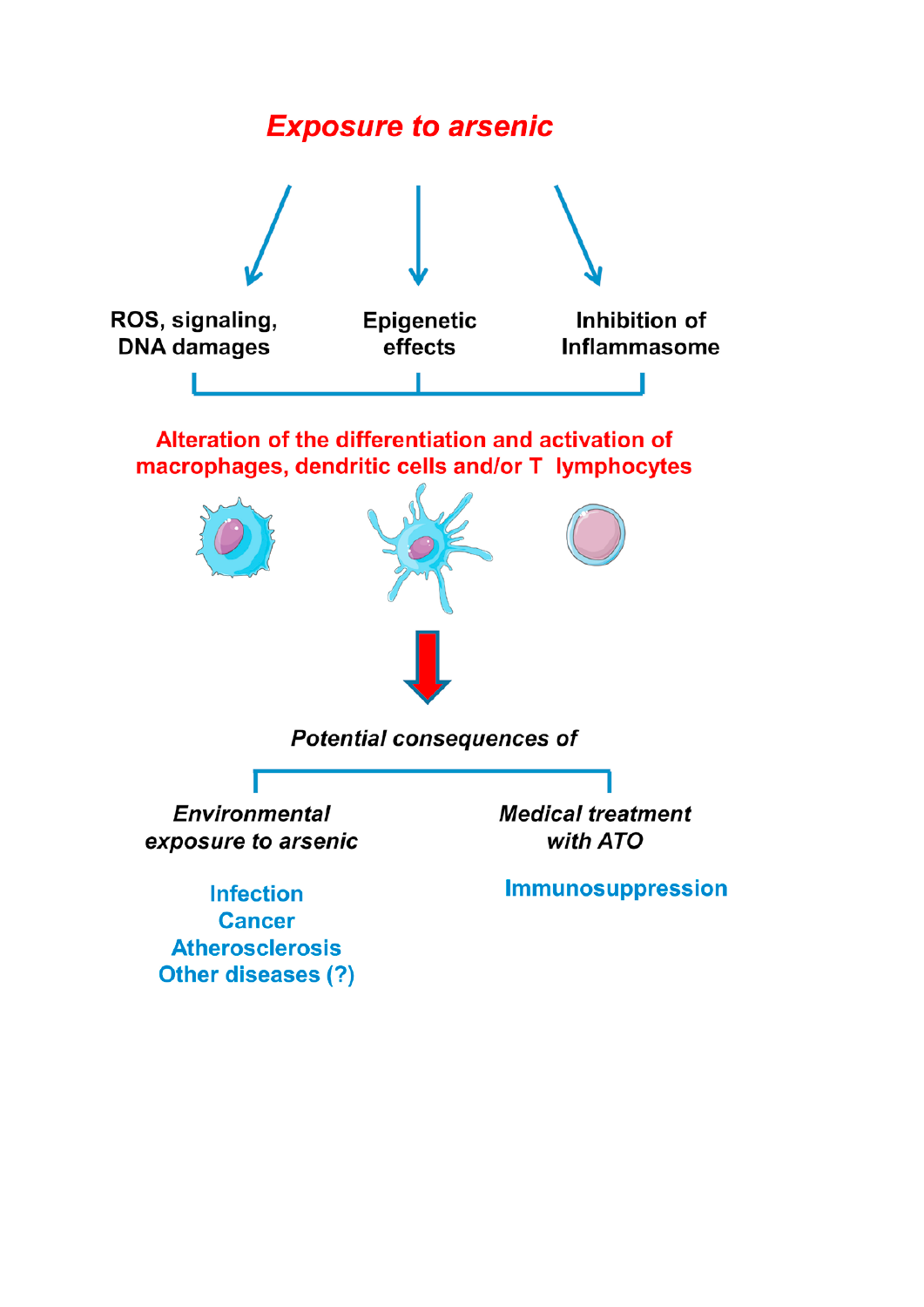*Exposure to arsenic*

ROS, signaling, DNA damages

Epigenetic effects

Inhibition of Inflammasome

Alteration of the differentiation and activation of macrophages, dendritic cells and/or T lymphocytes

*Potential consequences of*

*Environmental exposure to arsenic*

Infection
Cancer
Atherosclerosis
Other diseases (?)

*Medical treatment with ATO*

Immunosuppression